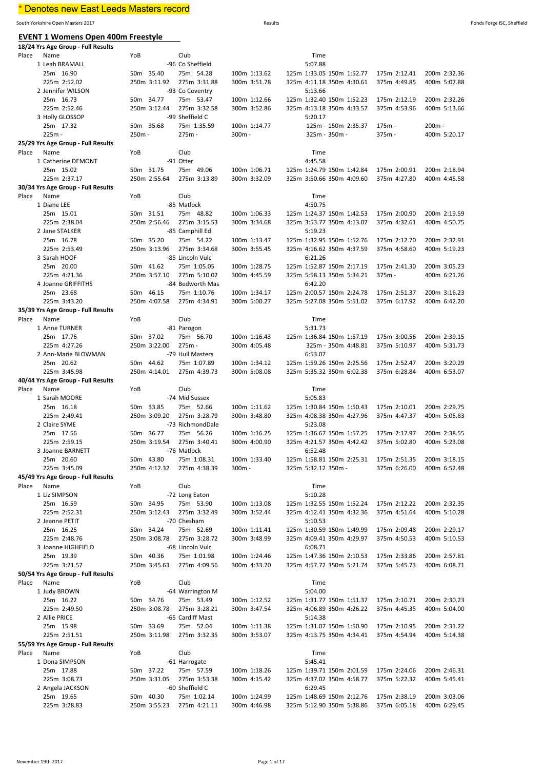* Denotes new East Leeds Masters record

South Yorkshire Open Masters 2017 — Results — Ponds Forge ISC, Sheffield

## EVENT 1 Womens Open 400m Freestyle

### 18/24 Yrs Age Group - Full Results

| Place | Name | YoB | Club | | Time | | |
|---|---|---|---|---|---|---|---|
| 1 | Leah BRAMALL | -96 | Co Sheffield | | 5:07.88 | | |
| | 25m 16.90 | 50m 35.40 | 75m 54.28 | 100m 1:13.62 | 125m 1:33.05 150m 1:52.77 | 175m 2:12.41 | 200m 2:32.36 |
| | 225m 2:52.02 | 250m 3:11.92 | 275m 3:31.88 | 300m 3:51.78 | 325m 4:11.18 350m 4:30.61 | 375m 4:49.85 | 400m 5:07.88 |
| 2 | Jennifer WILSON | -93 | Co Coventry | | 5:13.66 | | |
| | 25m 16.73 | 50m 34.77 | 75m 53.47 | 100m 1:12.66 | 125m 1:32.40 150m 1:52.23 | 175m 2:12.19 | 200m 2:32.26 |
| | 225m 2:52.46 | 250m 3:12.44 | 275m 3:32.58 | 300m 3:52.86 | 325m 4:13.18 350m 4:33.57 | 375m 4:53.96 | 400m 5:13.66 |
| 3 | Holly GLOSSOP | -99 | Sheffield C | | 5:20.17 | | |
| | 25m 17.32 | 50m 35.68 | 75m 1:35.59 | 100m 1:14.77 | 125m - 150m 2:35.37 | 175m - | 200m - |
| | 225m - | 250m - | 275m - | 300m - | 325m - 350m - | 375m - | 400m 5:20.17 |

### 25/29 Yrs Age Group - Full Results

| Place | Name | YoB | Club | | Time | | |
|---|---|---|---|---|---|---|---|
| 1 | Catherine DEMONT | -91 | Otter | | 4:45.58 | | |
| | 25m 15.02 | 50m 31.75 | 75m 49.06 | 100m 1:06.71 | 125m 1:24.79 150m 1:42.84 | 175m 2:00.91 | 200m 2:18.94 |
| | 225m 2:37.17 | 250m 2:55.64 | 275m 3:13.89 | 300m 3:32.09 | 325m 3:50.66 350m 4:09.60 | 375m 4:27.80 | 400m 4:45.58 |

### 30/34 Yrs Age Group - Full Results

| Place | Name | YoB | Club | | Time | | |
|---|---|---|---|---|---|---|---|
| 1 | Diane LEE | -85 | Matlock | | 4:50.75 | | |
| | 25m 15.01 | 50m 31.51 | 75m 48.82 | 100m 1:06.33 | 125m 1:24.37 150m 1:42.53 | 175m 2:00.90 | 200m 2:19.59 |
| | 225m 2:38.04 | 250m 2:56.46 | 275m 3:15.53 | 300m 3:34.68 | 325m 3:53.77 350m 4:13.07 | 375m 4:32.61 | 400m 4:50.75 |
| 2 | Jane STALKER | -85 | Camphill Ed | | 5:19.23 | | |
| | 25m 16.78 | 50m 35.20 | 75m 54.22 | 100m 1:13.47 | 125m 1:32.95 150m 1:52.76 | 175m 2:12.70 | 200m 2:32.91 |
| | 225m 2:53.49 | 250m 3:13.96 | 275m 3:34.68 | 300m 3:55.45 | 325m 4:16.62 350m 4:37.59 | 375m 4:58.60 | 400m 5:19.23 |
| 3 | Sarah HOOF | -85 | Lincoln Vulc | | 6:21.26 | | |
| | 25m 20.00 | 50m 41.62 | 75m 1:05.05 | 100m 1:28.75 | 125m 1:52.87 150m 2:17.19 | 175m 2:41.30 | 200m 3:05.23 |
| | 225m 4:21.36 | 250m 3:57.10 | 275m 5:10.02 | 300m 4:45.59 | 325m 5:58.13 350m 5:34.21 | 375m - | 400m 6:21.26 |
| 4 | Joanne GRIFFITHS | -84 | Bedworth Mas | | 6:42.20 | | |
| | 25m 23.68 | 50m 46.15 | 75m 1:10.76 | 100m 1:34.17 | 125m 2:00.57 150m 2:24.78 | 175m 2:51.37 | 200m 3:16.23 |
| | 225m 3:43.20 | 250m 4:07.58 | 275m 4:34.91 | 300m 5:00.27 | 325m 5:27.08 350m 5:51.02 | 375m 6:17.92 | 400m 6:42.20 |

### 35/39 Yrs Age Group - Full Results

| Place | Name | YoB | Club | | Time | | |
|---|---|---|---|---|---|---|---|
| 1 | Anne TURNER | -81 | Parogon | | 5:31.73 | | |
| | 25m 17.76 | 50m 37.02 | 75m 56.70 | 100m 1:16.43 | 125m 1:36.84 150m 1:57.19 | 175m 3:00.56 | 200m 2:39.15 |
| | 225m 4:27.26 | 250m 3:22.00 | 275m - | 300m 4:05.48 | 325m - 350m 4:48.81 | 375m 5:10.97 | 400m 5:31.73 |
| 2 | Ann-Marie BLOWMAN | -79 | Hull Masters | | 6:53.07 | | |
| | 25m 20.62 | 50m 44.62 | 75m 1:07.89 | 100m 1:34.12 | 125m 1:59.26 150m 2:25.56 | 175m 2:52.47 | 200m 3:20.29 |
| | 225m 3:45.98 | 250m 4:14.01 | 275m 4:39.73 | 300m 5:08.08 | 325m 5:35.32 350m 6:02.38 | 375m 6:28.84 | 400m 6:53.07 |

### 40/44 Yrs Age Group - Full Results

| Place | Name | YoB | Club | | Time | | |
|---|---|---|---|---|---|---|---|
| 1 | Sarah MOORE | -74 | Mid Sussex | | 5:05.83 | | |
| | 25m 16.18 | 50m 33.85 | 75m 52.66 | 100m 1:11.62 | 125m 1:30.84 150m 1:50.43 | 175m 2:10.01 | 200m 2:29.75 |
| | 225m 2:49.41 | 250m 3:09.20 | 275m 3:28.79 | 300m 3:48.80 | 325m 4:08.38 350m 4:27.96 | 375m 4:47.37 | 400m 5:05.83 |
| 2 | Claire SYME | -73 | RichmondDale | | 5:23.08 | | |
| | 25m 17.56 | 50m 36.77 | 75m 56.26 | 100m 1:16.25 | 125m 1:36.67 150m 1:57.25 | 175m 2:17.97 | 200m 2:38.55 |
| | 225m 2:59.15 | 250m 3:19.54 | 275m 3:40.41 | 300m 4:00.90 | 325m 4:21.57 350m 4:42.42 | 375m 5:02.80 | 400m 5:23.08 |
| 3 | Joanne BARNETT | -76 | Matlock | | 6:52.48 | | |
| | 25m 20.60 | 50m 43.80 | 75m 1:08.31 | 100m 1:33.40 | 125m 1:58.81 150m 2:25.31 | 175m 2:51.35 | 200m 3:18.15 |
| | 225m 3:45.09 | 250m 4:12.32 | 275m 4:38.39 | 300m - | 325m 5:32.12 350m - | 375m 6:26.00 | 400m 6:52.48 |

### 45/49 Yrs Age Group - Full Results

| Place | Name | YoB | Club | | Time | | |
|---|---|---|---|---|---|---|---|
| 1 | Liz SIMPSON | -72 | Long Eaton | | 5:10.28 | | |
| | 25m 16.59 | 50m 34.95 | 75m 53.90 | 100m 1:13.08 | 125m 1:32.55 150m 1:52.24 | 175m 2:12.22 | 200m 2:32.35 |
| | 225m 2:52.31 | 250m 3:12.43 | 275m 3:32.49 | 300m 3:52.44 | 325m 4:12.41 350m 4:32.36 | 375m 4:51.64 | 400m 5:10.28 |
| 2 | Jeanne PETIT | -70 | Chesham | | 5:10.53 | | |
| | 25m 16.25 | 50m 34.24 | 75m 52.69 | 100m 1:11.41 | 125m 1:30.59 150m 1:49.99 | 175m 2:09.48 | 200m 2:29.17 |
| | 225m 2:48.76 | 250m 3:08.78 | 275m 3:28.72 | 300m 3:48.99 | 325m 4:09.41 350m 4:29.97 | 375m 4:50.53 | 400m 5:10.53 |
| 3 | Joanne HIGHFIELD | -68 | Lincoln Vulc | | 6:08.71 | | |
| | 25m 19.39 | 50m 40.36 | 75m 1:01.98 | 100m 1:24.46 | 125m 1:47.36 150m 2:10.53 | 175m 2:33.86 | 200m 2:57.81 |
| | 225m 3:21.57 | 250m 3:45.63 | 275m 4:09.56 | 300m 4:33.70 | 325m 4:57.72 350m 5:21.74 | 375m 5:45.73 | 400m 6:08.71 |

### 50/54 Yrs Age Group - Full Results

| Place | Name | YoB | Club | | Time | | |
|---|---|---|---|---|---|---|---|
| 1 | Judy BROWN | -64 | Warrington M | | 5:04.00 | | |
| | 25m 16.22 | 50m 34.76 | 75m 53.49 | 100m 1:12.52 | 125m 1:31.77 150m 1:51.37 | 175m 2:10.71 | 200m 2:30.23 |
| | 225m 2:49.50 | 250m 3:08.78 | 275m 3:28.21 | 300m 3:47.54 | 325m 4:06.89 350m 4:26.22 | 375m 4:45.35 | 400m 5:04.00 |
| 2 | Allie PRICE | -65 | Cardiff Mast | | 5:14.38 | | |
| | 25m 15.98 | 50m 33.69 | 75m 52.04 | 100m 1:11.38 | 125m 1:31.07 150m 1:50.90 | 175m 2:10.95 | 200m 2:31.22 |
| | 225m 2:51.51 | 250m 3:11.98 | 275m 3:32.35 | 300m 3:53.07 | 325m 4:13.75 350m 4:34.41 | 375m 4:54.94 | 400m 5:14.38 |

### 55/59 Yrs Age Group - Full Results

| Place | Name | YoB | Club | | Time | | |
|---|---|---|---|---|---|---|---|
| 1 | Dona SIMPSON | -61 | Harrogate | | 5:45.41 | | |
| | 25m 17.88 | 50m 37.22 | 75m 57.59 | 100m 1:18.26 | 125m 1:39.71 150m 2:01.59 | 175m 2:24.06 | 200m 2:46.31 |
| | 225m 3:08.73 | 250m 3:31.05 | 275m 3:53.38 | 300m 4:15.42 | 325m 4:37.02 350m 4:58.77 | 375m 5:22.32 | 400m 5:45.41 |
| 2 | Angela JACKSON | -60 | Sheffield C | | 6:29.45 | | |
| | 25m 19.65 | 50m 40.30 | 75m 1:02.14 | 100m 1:24.99 | 125m 1:48.69 150m 2:12.76 | 175m 2:38.19 | 200m 3:03.06 |
| | 225m 3:28.83 | 250m 3:55.23 | 275m 4:21.11 | 300m 4:46.98 | 325m 5:12.90 350m 5:38.86 | 375m 6:05.18 | 400m 6:29.45 |

November 19th 2017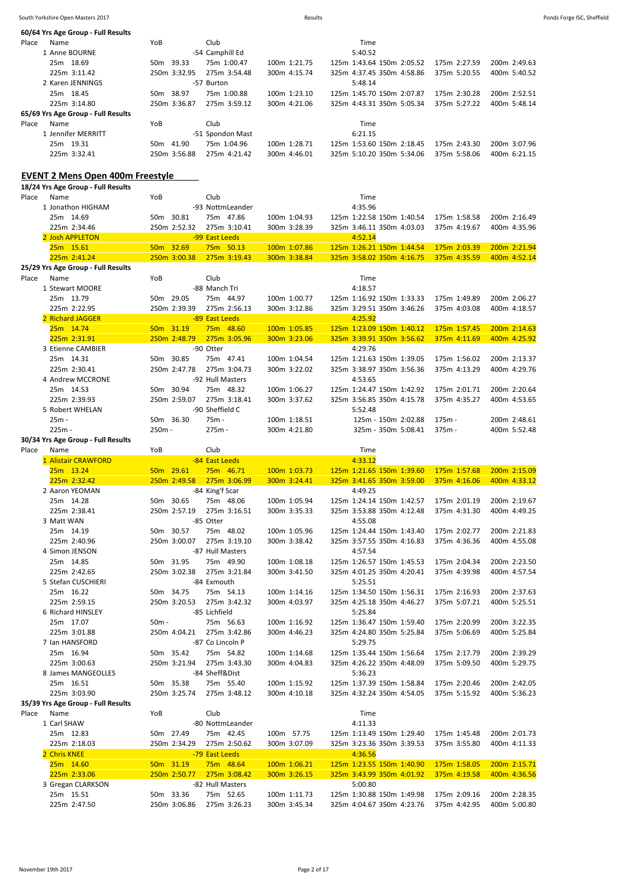### 60/64 Yrs Age Group - Full Results

| Place | Name | YoB | Club | | Time | | |
|---|---|---|---|---|---|---|---|
| 1 | Anne BOURNE | -54 | Camphill Ed | | 5:40.52 | | |
| | 25m 18.69 | 50m 39.33 | 75m 1:00.47 | 100m 1:21.75 | 125m 1:43.64 150m 2:05.52 | 175m 2:27.59 | 200m 2:49.63 |
| | 225m 3:11.42 | 250m 3:32.95 | 275m 3:54.48 | 300m 4:15.74 | 325m 4:37.45 350m 4:58.86 | 375m 5:20.55 | 400m 5:40.52 |
| 2 | Karen JENNINGS | -57 | Burton | | 5:48.14 | | |
| | 25m 18.45 | 50m 38.97 | 75m 1:00.88 | 100m 1:23.10 | 125m 1:45.70 150m 2:07.87 | 175m 2:30.28 | 200m 2:52.51 |
| | 225m 3:14.80 | 250m 3:36.87 | 275m 3:59.12 | 300m 4:21.06 | 325m 4:43.31 350m 5:05.34 | 375m 5:27.22 | 400m 5:48.14 |

### 65/69 Yrs Age Group - Full Results

| Place | Name | YoB | Club | | Time | | |
|---|---|---|---|---|---|---|---|
| 1 | Jennifer MERRITT | -51 | Spondon Mast | | 6:21.15 | | |
| | 25m 19.31 | 50m 41.90 | 75m 1:04.96 | 100m 1:28.71 | 125m 1:53.60 150m 2:18.45 | 175m 2:43.30 | 200m 3:07.96 |
| | 225m 3:32.41 | 250m 3:56.88 | 275m 4:21.42 | 300m 4:46.01 | 325m 5:10.20 350m 5:34.06 | 375m 5:58.06 | 400m 6:21.15 |

## EVENT 2 Mens Open 400m Freestyle

### 18/24 Yrs Age Group - Full Results

| Place | Name | YoB | Club | | Time | | |
|---|---|---|---|---|---|---|---|
| 1 | Jonathon HIGHAM | -93 | NottmLeander | | 4:35.96 | | |
| | 25m 14.69 | 50m 30.81 | 75m 47.86 | 100m 1:04.93 | 125m 1:22.58 150m 1:40.54 | 175m 1:58.58 | 200m 2:16.49 |
| | 225m 2:34.46 | 250m 2:52.32 | 275m 3:10.41 | 300m 3:28.39 | 325m 3:46.11 350m 4:03.03 | 375m 4:19.67 | 400m 4:35.96 |
| 2 | Josh APPLETON | -99 | East Leeds | | 4:52.14 | | |
| | 25m 15.61 | 50m 32.69 | 75m 50.13 | 100m 1:07.86 | 125m 1:26.21 150m 1:44.54 | 175m 2:03.39 | 200m 2:21.94 |
| | 225m 2:41.24 | 250m 3:00.38 | 275m 3:19.43 | 300m 3:38.84 | 325m 3:58.02 350m 4:16.75 | 375m 4:35.59 | 400m 4:52.14 |

### 25/29 Yrs Age Group - Full Results

| Place | Name | YoB | Club | | Time | | |
|---|---|---|---|---|---|---|---|
| 1 | Stewart MOORE | -88 | Manch Tri | | 4:18.57 | | |
| | 25m 13.79 | 50m 29.05 | 75m 44.97 | 100m 1:00.77 | 125m 1:16.92 150m 1:33.33 | 175m 1:49.89 | 200m 2:06.27 |
| | 225m 2:22.95 | 250m 2:39.39 | 275m 2:56.13 | 300m 3:12.86 | 325m 3:29.51 350m 3:46.26 | 375m 4:03.08 | 400m 4:18.57 |
| 2 | Richard JAGGER | -89 | East Leeds | | 4:25.92 | | |
| | 25m 14.74 | 50m 31.19 | 75m 48.60 | 100m 1:05.85 | 125m 1:23.09 150m 1:40.12 | 175m 1:57.45 | 200m 2:14.63 |
| | 225m 2:31.91 | 250m 2:48.79 | 275m 3:05.96 | 300m 3:23.06 | 325m 3:39.91 350m 3:56.62 | 375m 4:11.69 | 400m 4:25.92 |
| 3 | Etienne CAMBIER | -90 | Otter | | 4:29.76 | | |
| | 25m 14.31 | 50m 30.85 | 75m 47.41 | 100m 1:04.54 | 125m 1:21.63 150m 1:39.05 | 175m 1:56.02 | 200m 2:13.37 |
| | 225m 2:30.41 | 250m 2:47.78 | 275m 3:04.73 | 300m 3:22.02 | 325m 3:38.97 350m 3:56.36 | 375m 4:13.29 | 400m 4:29.76 |
| 4 | Andrew MCCRONE | -92 | Hull Masters | | 4:53.65 | | |
| | 25m 14.53 | 50m 30.94 | 75m 48.32 | 100m 1:06.27 | 125m 1:24.47 150m 1:42.92 | 175m 2:01.71 | 200m 2:20.64 |
| | 225m 2:39.93 | 250m 2:59.07 | 275m 3:18.41 | 300m 3:37.62 | 325m 3:56.85 350m 4:15.78 | 375m 4:35.27 | 400m 4:53.65 |
| 5 | Robert WHELAN | -90 | Sheffield C | | 5:52.48 | | |
| | 25m - | 50m 36.30 | 75m - | 100m 1:18.51 | 125m - 150m 2:02.88 | 175m - | 200m 2:48.61 |
| | 225m - | 250m - | 275m - | 300m 4:21.80 | 325m - 350m 5:08.41 | 375m - | 400m 5:52.48 |

### 30/34 Yrs Age Group - Full Results

| Place | Name | YoB | Club | | Time | | |
|---|---|---|---|---|---|---|---|
| 1 | Alistair CRAWFORD | -84 | East Leeds | | 4:33.12 | | |
| | 25m 13.24 | 50m 29.61 | 75m 46.71 | 100m 1:03.73 | 125m 1:21.65 150m 1:39.60 | 175m 1:57.68 | 200m 2:15.09 |
| | 225m 2:32.42 | 250m 2:49.58 | 275m 3:06.99 | 300m 3:24.41 | 325m 3:41.65 350m 3:59.00 | 375m 4:16.06 | 400m 4:33.12 |
| 2 | Aaron YEOMAN | -84 | King'f Scar | | 4:49.25 | | |
| | 25m 14.28 | 50m 30.65 | 75m 48.06 | 100m 1:05.94 | 125m 1:24.14 150m 1:42.57 | 175m 2:01.19 | 200m 2:19.67 |
| | 225m 2:38.41 | 250m 2:57.19 | 275m 3:16.51 | 300m 3:35.33 | 325m 3:53.88 350m 4:12.48 | 375m 4:31.30 | 400m 4:49.25 |
| 3 | Matt WAN | -85 | Otter | | 4:55.08 | | |
| | 25m 14.19 | 50m 30.57 | 75m 48.02 | 100m 1:05.96 | 125m 1:24.44 150m 1:43.40 | 175m 2:02.77 | 200m 2:21.83 |
| | 225m 2:40.96 | 250m 3:00.07 | 275m 3:19.10 | 300m 3:38.42 | 325m 3:57.55 350m 4:16.83 | 375m 4:36.36 | 400m 4:55.08 |
| 4 | Simon JENSON | -87 | Hull Masters | | 4:57.54 | | |
| | 25m 14.85 | 50m 31.95 | 75m 49.90 | 100m 1:08.18 | 125m 1:26.57 150m 1:45.53 | 175m 2:04.34 | 200m 2:23.50 |
| | 225m 2:42.65 | 250m 3:02.38 | 275m 3:21.84 | 300m 3:41.50 | 325m 4:01.25 350m 4:20.41 | 375m 4:39.98 | 400m 4:57.54 |
| 5 | Stefan CUSCHIERI | -84 | Exmouth | | 5:25.51 | | |
| | 25m 16.22 | 50m 34.75 | 75m 54.13 | 100m 1:14.16 | 125m 1:34.50 150m 1:56.31 | 175m 2:16.93 | 200m 2:37.63 |
| | 225m 2:59.15 | 250m 3:20.53 | 275m 3:42.32 | 300m 4:03.97 | 325m 4:25.18 350m 4:46.27 | 375m 5:07.21 | 400m 5:25.51 |
| 6 | Richard HINSLEY | -85 | Lichfield | | 5:25.84 | | |
| | 25m 17.07 | 50m - | 75m 56.63 | 100m 1:16.92 | 125m 1:36.47 150m 1:59.40 | 175m 2:20.99 | 200m 3:22.35 |
| | 225m 3:01.88 | 250m 4:04.21 | 275m 3:42.86 | 300m 4:46.23 | 325m 4:24.80 350m 5:25.84 | 375m 5:06.69 | 400m 5:25.84 |
| 7 | Ian HANSFORD | -87 | Co Lincoln P | | 5:29.75 | | |
| | 25m 16.94 | 50m 35.42 | 75m 54.82 | 100m 1:14.68 | 125m 1:35.44 150m 1:56.64 | 175m 2:17.79 | 200m 2:39.29 |
| | 225m 3:00.63 | 250m 3:21.94 | 275m 3:43.30 | 300m 4:04.83 | 325m 4:26.22 350m 4:48.09 | 375m 5:09.50 | 400m 5:29.75 |
| 8 | James MANGEOLLES | -84 | Sheff&Dist | | 5:36.23 | | |
| | 25m 16.51 | 50m 35.38 | 75m 55.40 | 100m 1:15.91 | 125m 1:37.39 150m 1:58.84 | 175m 2:20.46 | 200m 2:42.05 |
| | 225m 3:03.90 | 250m 3:25.74 | 275m 3:48.12 | 300m 4:10.18 | 325m 4:32.24 350m 4:54.05 | 375m 5:15.92 | 400m 5:36.23 |

### 35/39 Yrs Age Group - Full Results

| Place | Name | YoB | Club | | Time | | |
|---|---|---|---|---|---|---|---|
| 1 | Carl SHAW | -80 | NottmLeander | | 4:11.33 | | |
| | 25m 12.83 | 50m 27.49 | 75m 42.45 | 100m 57.75 | 125m 1:13.49 150m 1:29.40 | 175m 1:45.48 | 200m 2:01.73 |
| | 225m 2:18.03 | 250m 2:34.29 | 275m 2:50.62 | 300m 3:07.09 | 325m 3:23.36 350m 3:39.53 | 375m 3:55.80 | 400m 4:11.33 |
| 2 | Chris KNEE | -79 | East Leeds | | 4:36.56 | | |
| | 25m 14.60 | 50m 31.19 | 75m 48.64 | 100m 1:06.21 | 125m 1:23.55 150m 1:40.90 | 175m 1:58.05 | 200m 2:15.71 |
| | 225m 2:33.06 | 250m 2:50.77 | 275m 3:08.42 | 300m 3:26.15 | 325m 3:43.99 350m 4:01.92 | 375m 4:19.58 | 400m 4:36.56 |
| 3 | Gregan CLARKSON | -82 | Hull Masters | | 5:00.80 | | |
| | 25m 15.51 | 50m 33.36 | 75m 52.65 | 100m 1:11.73 | 125m 1:30.88 150m 1:49.98 | 175m 2:09.16 | 200m 2:28.35 |
| | 225m 2:47.50 | 250m 3:06.86 | 275m 3:26.23 | 300m 3:45.34 | 325m 4:04.67 350m 4:23.76 | 375m 4:42.95 | 400m 5:00.80 |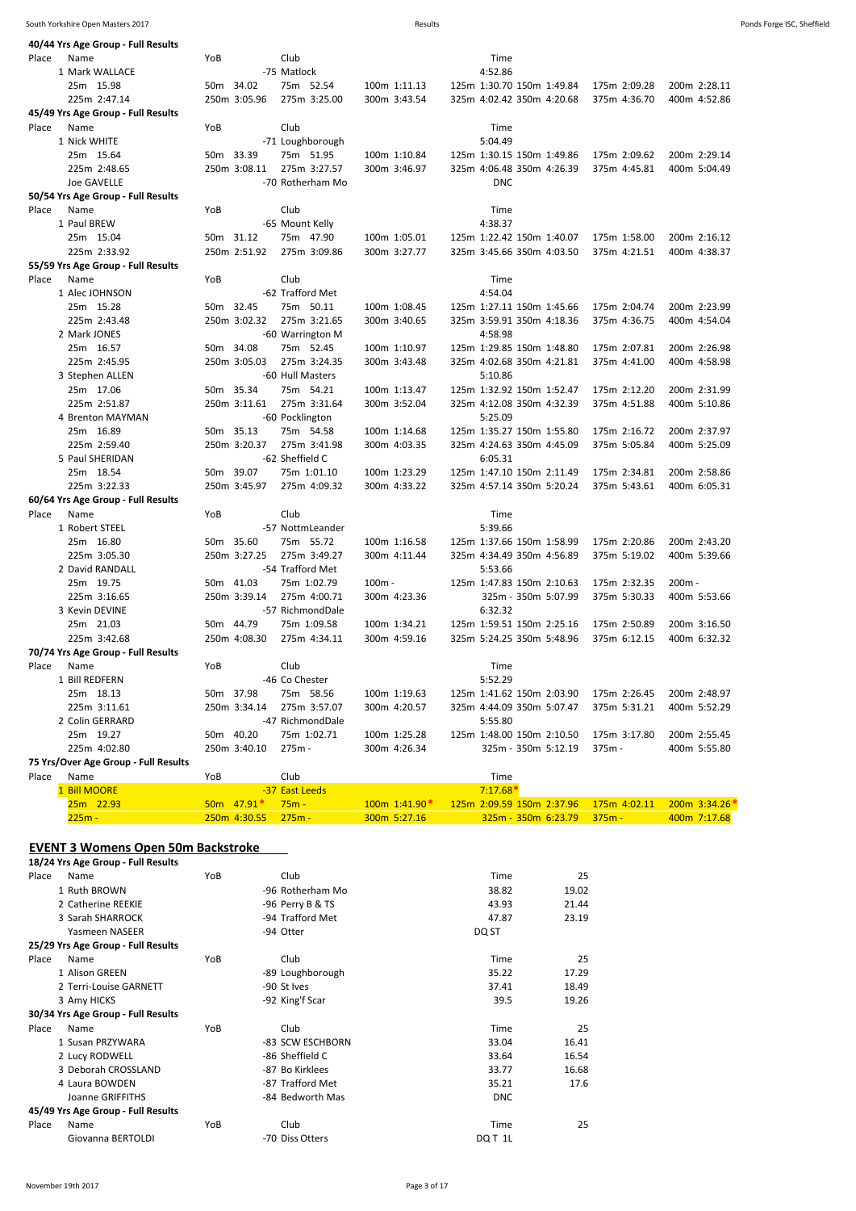**40/44 Yrs Age Group - Full Results**

| Place | Name | YoB | Club | | Time | | |
|---|---|---|---|---|---|---|---|
| 1 | Mark WALLACE | | -75 Matlock | | 4:52.86 | | |
| | 25m 15.98 | 50m 34.02 | 75m 52.54 | 100m 1:11.13 | 125m 1:30.70 150m 1:49.84 | 175m 2:09.28 | 200m 2:28.11 |
| | 225m 2:47.14 | 250m 3:05.96 | 275m 3:25.00 | 300m 3:43.54 | 325m 4:02.42 350m 4:20.68 | 375m 4:36.70 | 400m 4:52.86 |

**45/49 Yrs Age Group - Full Results**

| Place | Name | YoB | Club | | Time | | |
|---|---|---|---|---|---|---|---|
| 1 | Nick WHITE | | -71 Loughborough | | 5:04.49 | | |
| | 25m 15.64 | 50m 33.39 | 75m 51.95 | 100m 1:10.84 | 125m 1:30.15 150m 1:49.86 | 175m 2:09.62 | 200m 2:29.14 |
| | 225m 2:48.65 | 250m 3:08.11 | 275m 3:27.57 | 300m 3:46.97 | 325m 4:06.48 350m 4:26.39 | 375m 4:45.81 | 400m 5:04.49 |
| | Joe GAVELLE | | -70 Rotherham Mo | | DNC | | |

**50/54 Yrs Age Group - Full Results**

| Place | Name | YoB | Club | | Time | | |
|---|---|---|---|---|---|---|---|
| 1 | Paul BREW | | -65 Mount Kelly | | 4:38.37 | | |
| | 25m 15.04 | 50m 31.12 | 75m 47.90 | 100m 1:05.01 | 125m 1:22.42 150m 1:40.07 | 175m 1:58.00 | 200m 2:16.12 |
| | 225m 2:33.92 | 250m 2:51.92 | 275m 3:09.86 | 300m 3:27.77 | 325m 3:45.66 350m 4:03.50 | 375m 4:21.51 | 400m 4:38.37 |

**55/59 Yrs Age Group - Full Results**

| Place | Name | YoB | Club | | Time | | |
|---|---|---|---|---|---|---|---|
| 1 | Alec JOHNSON | | -62 Trafford Met | | 4:54.04 | | |
| | 25m 15.28 | 50m 32.45 | 75m 50.11 | 100m 1:08.45 | 125m 1:27.11 150m 1:45.66 | 175m 2:04.74 | 200m 2:23.99 |
| | 225m 2:43.48 | 250m 3:02.32 | 275m 3:21.65 | 300m 3:40.65 | 325m 3:59.91 350m 4:18.36 | 375m 4:36.75 | 400m 4:54.04 |
| 2 | Mark JONES | | -60 Warrington M | | 4:58.98 | | |
| | 25m 16.57 | 50m 34.08 | 75m 52.45 | 100m 1:10.97 | 125m 1:29.85 150m 1:48.80 | 175m 2:07.81 | 200m 2:26.98 |
| | 225m 2:45.95 | 250m 3:05.03 | 275m 3:24.35 | 300m 3:43.48 | 325m 4:02.68 350m 4:21.81 | 375m 4:41.00 | 400m 4:58.98 |
| 3 | Stephen ALLEN | | -60 Hull Masters | | 5:10.86 | | |
| | 25m 17.06 | 50m 35.34 | 75m 54.21 | 100m 1:13.47 | 125m 1:32.92 150m 1:52.47 | 175m 2:12.20 | 200m 2:31.99 |
| | 225m 2:51.87 | 250m 3:11.61 | 275m 3:31.64 | 300m 3:52.04 | 325m 4:12.08 350m 4:32.39 | 375m 4:51.88 | 400m 5:10.86 |
| 4 | Brenton MAYMAN | | -60 Pocklington | | 5:25.09 | | |
| | 25m 16.89 | 50m 35.13 | 75m 54.58 | 100m 1:14.68 | 125m 1:35.27 150m 1:55.80 | 175m 2:16.72 | 200m 2:37.97 |
| | 225m 2:59.40 | 250m 3:20.37 | 275m 3:41.98 | 300m 4:03.35 | 325m 4:24.63 350m 4:45.09 | 375m 5:05.84 | 400m 5:25.09 |
| 5 | Paul SHERIDAN | | -62 Sheffield C | | 6:05.31 | | |
| | 25m 18.54 | 50m 39.07 | 75m 1:01.10 | 100m 1:23.29 | 125m 1:47.10 150m 2:11.49 | 175m 2:34.81 | 200m 2:58.86 |
| | 225m 3:22.33 | 250m 3:45.97 | 275m 4:09.32 | 300m 4:33.22 | 325m 4:57.14 350m 5:20.24 | 375m 5:43.61 | 400m 6:05.31 |

**60/64 Yrs Age Group - Full Results**

| Place | Name | YoB | Club | | Time | | |
|---|---|---|---|---|---|---|---|
| 1 | Robert STEEL | | -57 NottmLeander | | 5:39.66 | | |
| | 25m 16.80 | 50m 35.60 | 75m 55.72 | 100m 1:16.58 | 125m 1:37.66 150m 1:58.99 | 175m 2:20.86 | 200m 2:43.20 |
| | 225m 3:05.30 | 250m 3:27.25 | 275m 3:49.27 | 300m 4:11.44 | 325m 4:34.49 350m 4:56.89 | 375m 5:19.02 | 400m 5:39.66 |
| 2 | David RANDALL | | -54 Trafford Met | | 5:53.66 | | |
| | 25m 19.75 | 50m 41.03 | 75m 1:02.79 | 100m - | 125m 1:47.83 150m 2:10.63 | 175m 2:32.35 | 200m - |
| | 225m 3:16.65 | 250m 3:39.14 | 275m 4:00.71 | 300m 4:23.36 | 325m - 350m 5:07.99 | 375m 5:30.33 | 400m 5:53.66 |
| 3 | Kevin DEVINE | | -57 RichmondDale | | 6:32.32 | | |
| | 25m 21.03 | 50m 44.79 | 75m 1:09.58 | 100m 1:34.21 | 125m 1:59.51 150m 2:25.16 | 175m 2:50.89 | 200m 3:16.50 |
| | 225m 3:42.68 | 250m 4:08.30 | 275m 4:34.11 | 300m 4:59.16 | 325m 5:24.25 350m 5:48.96 | 375m 6:12.15 | 400m 6:32.32 |

**70/74 Yrs Age Group - Full Results**

| Place | Name | YoB | Club | | Time | | |
|---|---|---|---|---|---|---|---|
| 1 | Bill REDFERN | | -46 Co Chester | | 5:52.29 | | |
| | 25m 18.13 | 50m 37.98 | 75m 58.56 | 100m 1:19.63 | 125m 1:41.62 150m 2:03.90 | 175m 2:26.45 | 200m 2:48.97 |
| | 225m 3:11.61 | 250m 3:34.14 | 275m 3:57.07 | 300m 4:20.57 | 325m 4:44.09 350m 5:07.47 | 375m 5:31.21 | 400m 5:52.29 |
| 2 | Colin GERRARD | | -47 RichmondDale | | 5:55.80 | | |
| | 25m 19.27 | 50m 40.20 | 75m 1:02.71 | 100m 1:25.28 | 125m 1:48.00 150m 2:10.50 | 175m 3:17.80 | 200m 2:55.45 |
| | 225m 4:02.80 | 250m 3:40.10 | 275m - | 300m 4:26.34 | 325m - 350m 5:12.19 | 375m - | 400m 5:55.80 |

**75 Yrs/Over Age Group - Full Results**

| Place | Name | YoB | Club | | Time | | |
|---|---|---|---|---|---|---|---|
| 1 | Bill MOORE | | -37 East Leeds | | 7:17.68* | | |
| | 25m 22.93 | 50m 47.91* | 75m - | 100m 1:41.90* | 125m 2:09.59 150m 2:37.96 | 175m 4:02.11 | 200m 3:34.26* |
| | 225m - | 250m 4:30.55 | 275m - | 300m 5:27.16 | 325m - 350m 6:23.79 | 375m - | 400m 7:17.68 |

## EVENT 3 Womens Open 50m Backstroke

**18/24 Yrs Age Group - Full Results**

| Place | Name | YoB | Club | Time | 25 |
|---|---|---|---|---|---|
| 1 | Ruth BROWN | | -96 Rotherham Mo | 38.82 | 19.02 |
| 2 | Catherine REEKIE | | -96 Perry B & TS | 43.93 | 21.44 |
| 3 | Sarah SHARROCK | | -94 Trafford Met | 47.87 | 23.19 |
| | Yasmeen NASEER | | -94 Otter | DQ ST | |

**25/29 Yrs Age Group - Full Results**

| Place | Name | YoB | Club | Time | 25 |
|---|---|---|---|---|---|
| 1 | Alison GREEN | | -89 Loughborough | 35.22 | 17.29 |
| 2 | Terri-Louise GARNETT | | -90 St Ives | 37.41 | 18.49 |
| 3 | Amy HICKS | | -92 King'f Scar | 39.5 | 19.26 |

**30/34 Yrs Age Group - Full Results**

| Place | Name | YoB | Club | Time | 25 |
|---|---|---|---|---|---|
| 1 | Susan PRZYWARA | | -83 SCW ESCHBORN | 33.04 | 16.41 |
| 2 | Lucy RODWELL | | -86 Sheffield C | 33.64 | 16.54 |
| 3 | Deborah CROSSLAND | | -87 Bo Kirklees | 33.77 | 16.68 |
| 4 | Laura BOWDEN | | -87 Trafford Met | 35.21 | 17.6 |
| | Joanne GRIFFITHS | | -84 Bedworth Mas | DNC | |

**45/49 Yrs Age Group - Full Results**

| Place | Name | YoB | Club | Time | 25 |
|---|---|---|---|---|---|
| | Giovanna BERTOLDI | | -70 Diss Otters | DQ T 1L | |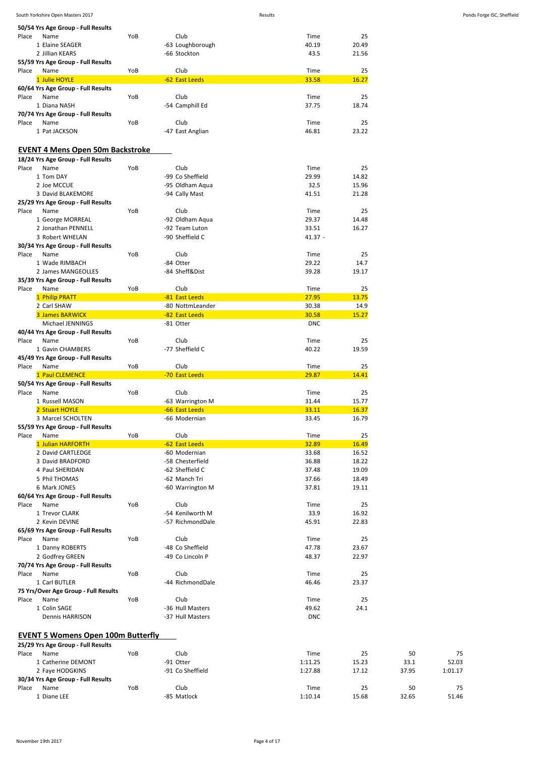**50/54 Yrs Age Group - Full Results**

| Place | Name | YoB | Club | Time | 25 |
|---|---|---|---|---|---|
| 1 | Elaine SEAGER | | -63 Loughborough | 40.19 | 20.49 |
| 2 | Jillian KEARS | | -66 Stockton | 43.5 | 21.56 |

**55/59 Yrs Age Group - Full Results**

| Place | Name | YoB | Club | Time | 25 |
|---|---|---|---|---|---|
| 1 | Julie HOYLE | | -62 East Leeds | 33.58 | 16.27 |

**60/64 Yrs Age Group - Full Results**

| Place | Name | YoB | Club | Time | 25 |
|---|---|---|---|---|---|
| 1 | Diana NASH | | -54 Camphill Ed | 37.75 | 18.74 |

**70/74 Yrs Age Group - Full Results**

| Place | Name | YoB | Club | Time | 25 |
|---|---|---|---|---|---|
| 1 | Pat JACKSON | | -47 East Anglian | 46.81 | 23.22 |

## EVENT 4 Mens Open 50m Backstroke

**18/24 Yrs Age Group - Full Results**

| Place | Name | YoB | Club | Time | 25 |
|---|---|---|---|---|---|
| 1 | Tom DAY | | -99 Co Sheffield | 29.99 | 14.82 |
| 2 | Joe MCCUE | | -95 Oldham Aqua | 32.5 | 15.96 |
| 3 | David BLAKEMORE | | -94 Cally Mast | 41.51 | 21.28 |

**25/29 Yrs Age Group - Full Results**

| Place | Name | YoB | Club | Time | 25 |
|---|---|---|---|---|---|
| 1 | George MORREAL | | -92 Oldham Aqua | 29.37 | 14.48 |
| 2 | Jonathan PENNELL | | -92 Team Luton | 33.51 | 16.27 |
| 3 | Robert WHELAN | | -90 Sheffield C | 41.37 - | |

**30/34 Yrs Age Group - Full Results**

| Place | Name | YoB | Club | Time | 25 |
|---|---|---|---|---|---|
| 1 | Wade RIMBACH | | -84 Otter | 29.22 | 14.7 |
| 2 | James MANGEOLLES | | -84 Sheff&Dist | 39.28 | 19.17 |

**35/39 Yrs Age Group - Full Results**

| Place | Name | YoB | Club | Time | 25 |
|---|---|---|---|---|---|
| 1 | Philip PRATT | | -81 East Leeds | 27.95 | 13.75 |
| 2 | Carl SHAW | | -80 NottmLeander | 30.38 | 14.9 |
| 3 | James BARWICK | | -82 East Leeds | 30.58 | 15.27 |
| | Michael JENNINGS | | -81 Otter | DNC | |

**40/44 Yrs Age Group - Full Results**

| Place | Name | YoB | Club | Time | 25 |
|---|---|---|---|---|---|
| 1 | Gavin CHAMBERS | | -77 Sheffield C | 40.22 | 19.59 |

**45/49 Yrs Age Group - Full Results**

| Place | Name | YoB | Club | Time | 25 |
|---|---|---|---|---|---|
| 1 | Paul CLEMENCE | | -70 East Leeds | 29.87 | 14.41 |

**50/54 Yrs Age Group - Full Results**

| Place | Name | YoB | Club | Time | 25 |
|---|---|---|---|---|---|
| 1 | Russell MASON | | -63 Warrington M | 31.44 | 15.77 |
| 2 | Stuart HOYLE | | -66 East Leeds | 33.11 | 16.37 |
| 3 | Marcel SCHOLTEN | | -66 Modernian | 33.45 | 16.79 |

**55/59 Yrs Age Group - Full Results**

| Place | Name | YoB | Club | Time | 25 |
|---|---|---|---|---|---|
| 1 | Julian HARFORTH | | -62 East Leeds | 32.89 | 16.49 |
| 2 | David CARTLEDGE | | -60 Modernian | 33.68 | 16.52 |
| 3 | David BRADFORD | | -58 Chesterfield | 36.88 | 18.22 |
| 4 | Paul SHERIDAN | | -62 Sheffield C | 37.48 | 19.09 |
| 5 | Phil THOMAS | | -62 Manch Tri | 37.66 | 18.49 |
| 6 | Mark JONES | | -60 Warrington M | 37.81 | 19.11 |

**60/64 Yrs Age Group - Full Results**

| Place | Name | YoB | Club | Time | 25 |
|---|---|---|---|---|---|
| 1 | Trevor CLARK | | -54 Kenilworth M | 33.9 | 16.92 |
| 2 | Kevin DEVINE | | -57 RichmondDale | 45.91 | 22.83 |

**65/69 Yrs Age Group - Full Results**

| Place | Name | YoB | Club | Time | 25 |
|---|---|---|---|---|---|
| 1 | Danny ROBERTS | | -48 Co Sheffield | 47.78 | 23.67 |
| 2 | Godfrey GREEN | | -49 Co Lincoln P | 48.37 | 22.97 |

**70/74 Yrs Age Group - Full Results**

| Place | Name | YoB | Club | Time | 25 |
|---|---|---|---|---|---|
| 1 | Carl BUTLER | | -44 RichmondDale | 46.46 | 23.37 |

**75 Yrs/Over Age Group - Full Results**

| Place | Name | YoB | Club | Time | 25 |
|---|---|---|---|---|---|
| 1 | Colin SAGE | | -36 Hull Masters | 49.62 | 24.1 |
| | Dennis HARRISON | | -37 Hull Masters | DNC | |

## EVENT 5 Womens Open 100m Butterfly

**25/29 Yrs Age Group - Full Results**

| Place | Name | YoB | Club | Time | 25 | 50 | 75 |
|---|---|---|---|---|---|---|---|
| 1 | Catherine DEMONT | | -91 Otter | 1:11.25 | 15.23 | 33.1 | 52.03 |
| 2 | Faye HODGKINS | | -91 Co Sheffield | 1:27.88 | 17.12 | 37.95 | 1:01.17 |

**30/34 Yrs Age Group - Full Results**

| Place | Name | YoB | Club | Time | 25 | 50 | 75 |
|---|---|---|---|---|---|---|---|
| 1 | Diane LEE | | -85 Matlock | 1:10.14 | 15.68 | 32.65 | 51.46 |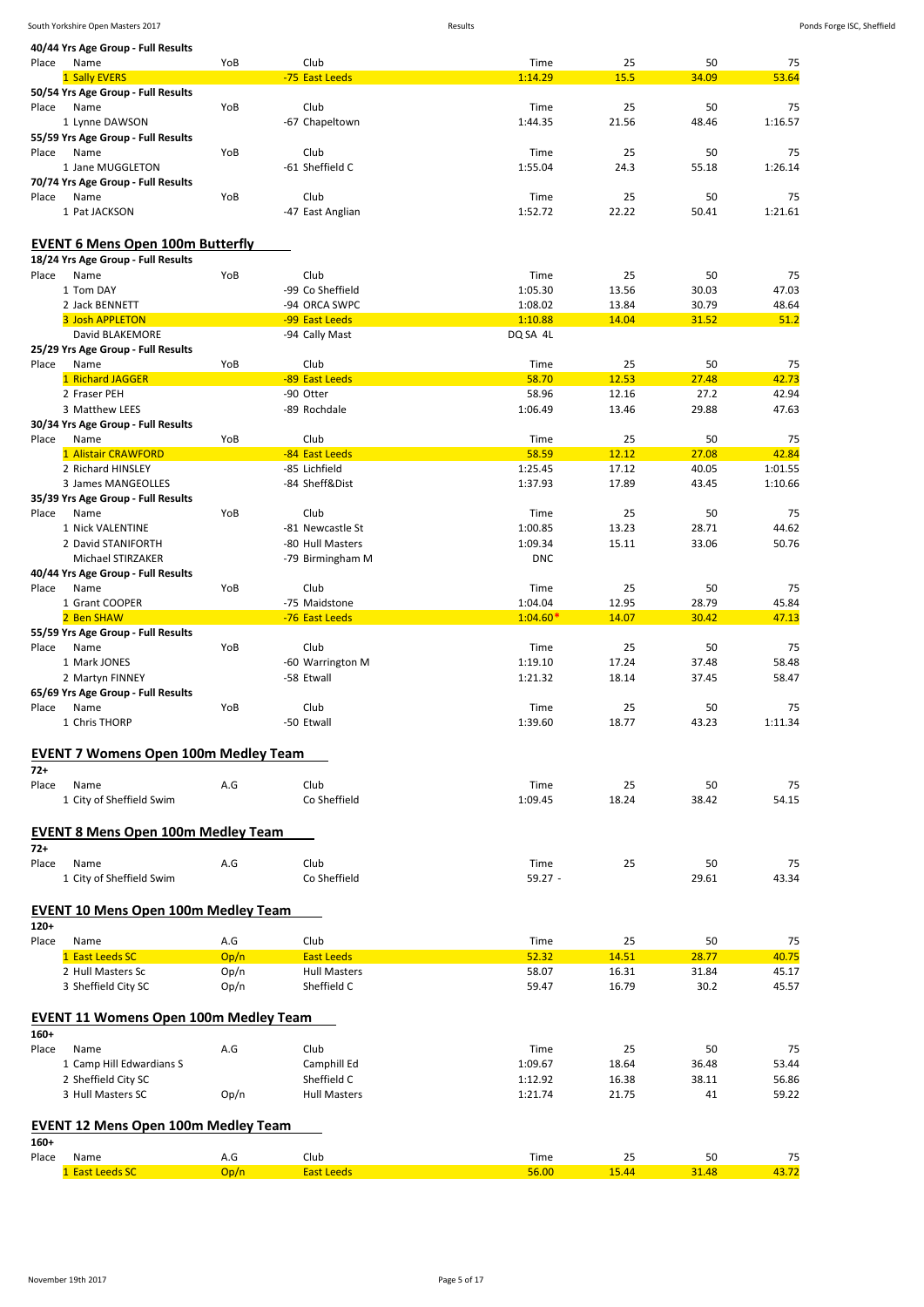**40/44 Yrs Age Group - Full Results**

| Place | Name | YoB | Club | Time | 25 | 50 | 75 |
|---|---|---|---|---|---|---|---|
| 1 | Sally EVERS | | -75 East Leeds | 1:14.29 | 15.5 | 34.09 | 53.64 |

**50/54 Yrs Age Group - Full Results**

| Place | Name | YoB | Club | Time | 25 | 50 | 75 |
|---|---|---|---|---|---|---|---|
| 1 | Lynne DAWSON | | -67 Chapeltown | 1:44.35 | 21.56 | 48.46 | 1:16.57 |

**55/59 Yrs Age Group - Full Results**

| Place | Name | YoB | Club | Time | 25 | 50 | 75 |
|---|---|---|---|---|---|---|---|
| 1 | Jane MUGGLETON | | -61 Sheffield C | 1:55.04 | 24.3 | 55.18 | 1:26.14 |

**70/74 Yrs Age Group - Full Results**

| Place | Name | YoB | Club | Time | 25 | 50 | 75 |
|---|---|---|---|---|---|---|---|
| 1 | Pat JACKSON | | -47 East Anglian | 1:52.72 | 22.22 | 50.41 | 1:21.61 |

## EVENT 6 Mens Open 100m Butterfly

**18/24 Yrs Age Group - Full Results**

| Place | Name | YoB | Club | Time | 25 | 50 | 75 |
|---|---|---|---|---|---|---|---|
| 1 | Tom DAY | | -99 Co Sheffield | 1:05.30 | 13.56 | 30.03 | 47.03 |
| 2 | Jack BENNETT | | -94 ORCA SWPC | 1:08.02 | 13.84 | 30.79 | 48.64 |
| 3 | Josh APPLETON | | -99 East Leeds | 1:10.88 | 14.04 | 31.52 | 51.2 |
| | David BLAKEMORE | | -94 Cally Mast | DQ SA 4L | | | |

**25/29 Yrs Age Group - Full Results**

| Place | Name | YoB | Club | Time | 25 | 50 | 75 |
|---|---|---|---|---|---|---|---|
| 1 | Richard JAGGER | | -89 East Leeds | 58.70 | 12.53 | 27.48 | 42.73 |
| 2 | Fraser PEH | | -90 Otter | 58.96 | 12.16 | 27.2 | 42.94 |
| 3 | Matthew LEES | | -89 Rochdale | 1:06.49 | 13.46 | 29.88 | 47.63 |

**30/34 Yrs Age Group - Full Results**

| Place | Name | YoB | Club | Time | 25 | 50 | 75 |
|---|---|---|---|---|---|---|---|
| 1 | Alistair CRAWFORD | | -84 East Leeds | 58.59 | 12.12 | 27.08 | 42.84 |
| 2 | Richard HINSLEY | | -85 Lichfield | 1:25.45 | 17.12 | 40.05 | 1:01.55 |
| 3 | James MANGEOLLES | | -84 Sheff&Dist | 1:37.93 | 17.89 | 43.45 | 1:10.66 |

**35/39 Yrs Age Group - Full Results**

| Place | Name | YoB | Club | Time | 25 | 50 | 75 |
|---|---|---|---|---|---|---|---|
| 1 | Nick VALENTINE | | -81 Newcastle St | 1:00.85 | 13.23 | 28.71 | 44.62 |
| 2 | David STANIFORTH | | -80 Hull Masters | 1:09.34 | 15.11 | 33.06 | 50.76 |
| | Michael STIRZAKER | | -79 Birmingham M | DNC | | | |

**40/44 Yrs Age Group - Full Results**

| Place | Name | YoB | Club | Time | 25 | 50 | 75 |
|---|---|---|---|---|---|---|---|
| 1 | Grant COOPER | | -75 Maidstone | 1:04.04 | 12.95 | 28.79 | 45.84 |
| 2 | Ben SHAW | | -76 East Leeds | 1:04.60* | 14.07 | 30.42 | 47.13 |

**55/59 Yrs Age Group - Full Results**

| Place | Name | YoB | Club | Time | 25 | 50 | 75 |
|---|---|---|---|---|---|---|---|
| 1 | Mark JONES | | -60 Warrington M | 1:19.10 | 17.24 | 37.48 | 58.48 |
| 2 | Martyn FINNEY | | -58 Etwall | 1:21.32 | 18.14 | 37.45 | 58.47 |

**65/69 Yrs Age Group - Full Results**

| Place | Name | YoB | Club | Time | 25 | 50 | 75 |
|---|---|---|---|---|---|---|---|
| 1 | Chris THORP | | -50 Etwall | 1:39.60 | 18.77 | 43.23 | 1:11.34 |

## EVENT 7 Womens Open 100m Medley Team

**72+**

| Place | Name | A.G | Club | Time | 25 | 50 | 75 |
|---|---|---|---|---|---|---|---|
| 1 | City of Sheffield Swim | | Co Sheffield | 1:09.45 | 18.24 | 38.42 | 54.15 |

## EVENT 8 Mens Open 100m Medley Team

**72+**

| Place | Name | A.G | Club | Time | 25 | 50 | 75 |
|---|---|---|---|---|---|---|---|
| 1 | City of Sheffield Swim | | Co Sheffield | 59.27 - | | 29.61 | 43.34 |

## EVENT 10 Mens Open 100m Medley Team

**120+**

| Place | Name | A.G | Club | Time | 25 | 50 | 75 |
|---|---|---|---|---|---|---|---|
| 1 | East Leeds SC | Op/n | East Leeds | 52.32 | 14.51 | 28.77 | 40.75 |
| 2 | Hull Masters Sc | Op/n | Hull Masters | 58.07 | 16.31 | 31.84 | 45.17 |
| 3 | Sheffield City SC | Op/n | Sheffield C | 59.47 | 16.79 | 30.2 | 45.57 |

## EVENT 11 Womens Open 100m Medley Team

**160+**

| Place | Name | A.G | Club | Time | 25 | 50 | 75 |
|---|---|---|---|---|---|---|---|
| 1 | Camp Hill Edwardians S | | Camphill Ed | 1:09.67 | 18.64 | 36.48 | 53.44 |
| 2 | Sheffield City SC | | Sheffield C | 1:12.92 | 16.38 | 38.11 | 56.86 |
| 3 | Hull Masters SC | Op/n | Hull Masters | 1:21.74 | 21.75 | 41 | 59.22 |

## EVENT 12 Mens Open 100m Medley Team

**160+**

| Place | Name | A.G | Club | Time | 25 | 50 | 75 |
|---|---|---|---|---|---|---|---|
| 1 | East Leeds SC | Op/n | East Leeds | 56.00 | 15.44 | 31.48 | 43.72 |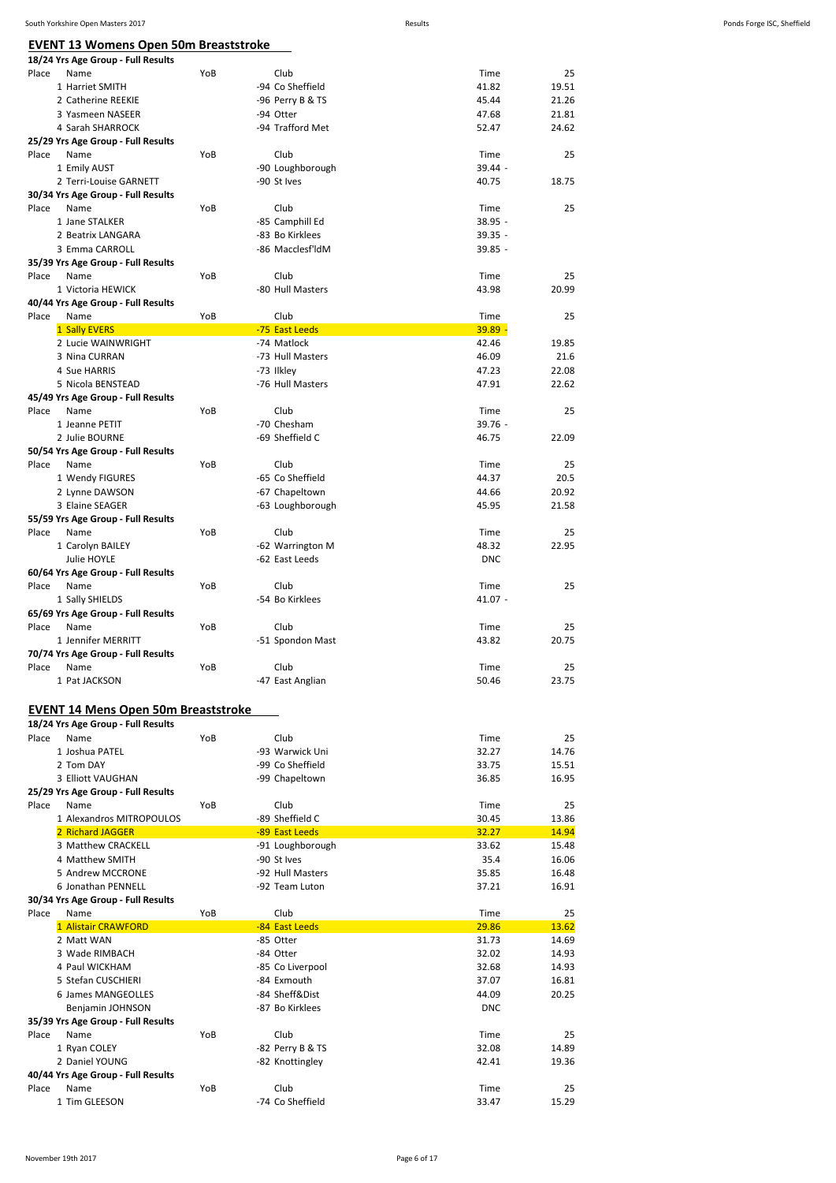## EVENT 13 Womens Open 50m Breaststroke

**18/24 Yrs Age Group - Full Results**

| Place | Name | YoB | Club | Time | 25 |
|---|---|---|---|---|---|
| 1 | Harriet SMITH | -94 | Co Sheffield | 41.82 | 19.51 |
| 2 | Catherine REEKIE | -96 | Perry B & TS | 45.44 | 21.26 |
| 3 | Yasmeen NASEER | -94 | Otter | 47.68 | 21.81 |
| 4 | Sarah SHARROCK | -94 | Trafford Met | 52.47 | 24.62 |

**25/29 Yrs Age Group - Full Results**

| Place | Name | YoB | Club | Time | 25 |
|---|---|---|---|---|---|
| 1 | Emily AUST | -90 | Loughborough | 39.44 - | |
| 2 | Terri-Louise GARNETT | -90 | St Ives | 40.75 | 18.75 |

**30/34 Yrs Age Group - Full Results**

| Place | Name | YoB | Club | Time | 25 |
|---|---|---|---|---|---|
| 1 | Jane STALKER | -85 | Camphill Ed | 38.95 - | |
| 2 | Beatrix LANGARA | -83 | Bo Kirklees | 39.35 - | |
| 3 | Emma CARROLL | -86 | Macclesf'ldM | 39.85 - | |

**35/39 Yrs Age Group - Full Results**

| Place | Name | YoB | Club | Time | 25 |
|---|---|---|---|---|---|
| 1 | Victoria HEWICK | -80 | Hull Masters | 43.98 | 20.99 |

**40/44 Yrs Age Group - Full Results**

| Place | Name | YoB | Club | Time | 25 |
|---|---|---|---|---|---|
| 1 | Sally EVERS | -75 | East Leeds | 39.89 - | |
| 2 | Lucie WAINWRIGHT | -74 | Matlock | 42.46 | 19.85 |
| 3 | Nina CURRAN | -73 | Hull Masters | 46.09 | 21.6 |
| 4 | Sue HARRIS | -73 | Ilkley | 47.23 | 22.08 |
| 5 | Nicola BENSTEAD | -76 | Hull Masters | 47.91 | 22.62 |

**45/49 Yrs Age Group - Full Results**

| Place | Name | YoB | Club | Time | 25 |
|---|---|---|---|---|---|
| 1 | Jeanne PETIT | -70 | Chesham | 39.76 - | |
| 2 | Julie BOURNE | -69 | Sheffield C | 46.75 | 22.09 |

**50/54 Yrs Age Group - Full Results**

| Place | Name | YoB | Club | Time | 25 |
|---|---|---|---|---|---|
| 1 | Wendy FIGURES | -65 | Co Sheffield | 44.37 | 20.5 |
| 2 | Lynne DAWSON | -67 | Chapeltown | 44.66 | 20.92 |
| 3 | Elaine SEAGER | -63 | Loughborough | 45.95 | 21.58 |

**55/59 Yrs Age Group - Full Results**

| Place | Name | YoB | Club | Time | 25 |
|---|---|---|---|---|---|
| 1 | Carolyn BAILEY | -62 | Warrington M | 48.32 | 22.95 |
| | Julie HOYLE | -62 | East Leeds | DNC | |

**60/64 Yrs Age Group - Full Results**

| Place | Name | YoB | Club | Time | 25 |
|---|---|---|---|---|---|
| 1 | Sally SHIELDS | -54 | Bo Kirklees | 41.07 - | |

**65/69 Yrs Age Group - Full Results**

| Place | Name | YoB | Club | Time | 25 |
|---|---|---|---|---|---|
| 1 | Jennifer MERRITT | -51 | Spondon Mast | 43.82 | 20.75 |

**70/74 Yrs Age Group - Full Results**

| Place | Name | YoB | Club | Time | 25 |
|---|---|---|---|---|---|
| 1 | Pat JACKSON | -47 | East Anglian | 50.46 | 23.75 |

## EVENT 14 Mens Open 50m Breaststroke

**18/24 Yrs Age Group - Full Results**

| Place | Name | YoB | Club | Time | 25 |
|---|---|---|---|---|---|
| 1 | Joshua PATEL | -93 | Warwick Uni | 32.27 | 14.76 |
| 2 | Tom DAY | -99 | Co Sheffield | 33.75 | 15.51 |
| 3 | Elliott VAUGHAN | -99 | Chapeltown | 36.85 | 16.95 |

**25/29 Yrs Age Group - Full Results**

| Place | Name | YoB | Club | Time | 25 |
|---|---|---|---|---|---|
| 1 | Alexandros MITROPOULOS | -89 | Sheffield C | 30.45 | 13.86 |
| 2 | Richard JAGGER | -89 | East Leeds | 32.27 | 14.94 |
| 3 | Matthew CRACKELL | -91 | Loughborough | 33.62 | 15.48 |
| 4 | Matthew SMITH | -90 | St Ives | 35.4 | 16.06 |
| 5 | Andrew MCCRONE | -92 | Hull Masters | 35.85 | 16.48 |
| 6 | Jonathan PENNELL | -92 | Team Luton | 37.21 | 16.91 |

**30/34 Yrs Age Group - Full Results**

| Place | Name | YoB | Club | Time | 25 |
|---|---|---|---|---|---|
| 1 | Alistair CRAWFORD | -84 | East Leeds | 29.86 | 13.62 |
| 2 | Matt WAN | -85 | Otter | 31.73 | 14.69 |
| 3 | Wade RIMBACH | -84 | Otter | 32.02 | 14.93 |
| 4 | Paul WICKHAM | -85 | Co Liverpool | 32.68 | 14.93 |
| 5 | Stefan CUSCHIERI | -84 | Exmouth | 37.07 | 16.81 |
| 6 | James MANGEOLLES | -84 | Sheff&Dist | 44.09 | 20.25 |
| | Benjamin JOHNSON | -87 | Bo Kirklees | DNC | |

**35/39 Yrs Age Group - Full Results**

| Place | Name | YoB | Club | Time | 25 |
|---|---|---|---|---|---|
| 1 | Ryan COLEY | -82 | Perry B & TS | 32.08 | 14.89 |
| 2 | Daniel YOUNG | -82 | Knottingley | 42.41 | 19.36 |

**40/44 Yrs Age Group - Full Results**

| Place | Name | YoB | Club | Time | 25 |
|---|---|---|---|---|---|
| 1 | Tim GLEESON | -74 | Co Sheffield | 33.47 | 15.29 |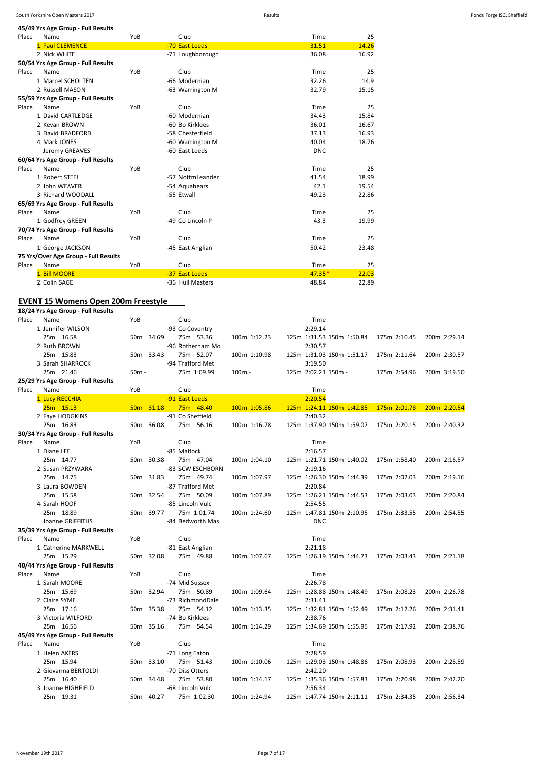**45/49 Yrs Age Group - Full Results**

| Place | Name | YoB | Club | Time | 25 |
|---|---|---|---|---|---|
| 1 | Paul CLEMENCE | | -70 East Leeds | 31.51 | 14.26 |
| 2 | Nick WHITE | | -71 Loughborough | 36.08 | 16.92 |

**50/54 Yrs Age Group - Full Results**

| Place | Name | YoB | Club | Time | 25 |
|---|---|---|---|---|---|
| 1 | Marcel SCHOLTEN | | -66 Modernian | 32.26 | 14.9 |
| 2 | Russell MASON | | -63 Warrington M | 32.79 | 15.15 |

**55/59 Yrs Age Group - Full Results**

| Place | Name | YoB | Club | Time | 25 |
|---|---|---|---|---|---|
| 1 | David CARTLEDGE | | -60 Modernian | 34.43 | 15.84 |
| 2 | Kevan BROWN | | -60 Bo Kirklees | 36.01 | 16.67 |
| 3 | David BRADFORD | | -58 Chesterfield | 37.13 | 16.93 |
| 4 | Mark JONES | | -60 Warrington M | 40.04 | 18.76 |
| | Jeremy GREAVES | | -60 East Leeds | DNC | |

**60/64 Yrs Age Group - Full Results**

| Place | Name | YoB | Club | Time | 25 |
|---|---|---|---|---|---|
| 1 | Robert STEEL | | -57 NottmLeander | 41.54 | 18.99 |
| 2 | John WEAVER | | -54 Aquabears | 42.1 | 19.54 |
| 3 | Richard WOODALL | | -55 Etwall | 49.23 | 22.86 |

**65/69 Yrs Age Group - Full Results**

| Place | Name | YoB | Club | Time | 25 |
|---|---|---|---|---|---|
| 1 | Godfrey GREEN | | -49 Co Lincoln P | 43.3 | 19.99 |

**70/74 Yrs Age Group - Full Results**

| Place | Name | YoB | Club | Time | 25 |
|---|---|---|---|---|---|
| 1 | George JACKSON | | -45 East Anglian | 50.42 | 23.48 |

**75 Yrs/Over Age Group - Full Results**

| Place | Name | YoB | Club | Time | 25 |
|---|---|---|---|---|---|
| 1 | Bill MOORE | | -37 East Leeds | 47.35* | 22.03 |
| 2 | Colin SAGE | | -36 Hull Masters | 48.84 | 22.89 |

## EVENT 15 Womens Open 200m Freestyle

**18/24 Yrs Age Group - Full Results**

| Place | Name | YoB | Club | Time |
|---|---|---|---|---|
| 1 | Jennifer WILSON | | -93 Co Coventry | 2:29.14 |
| | 25m 16.58 | 50m 34.69 | 75m 53.36 | 100m 1:12.23 · 125m 1:31.53 · 150m 1:50.84 · 175m 2:10.45 · 200m 2:29.14 |
| 2 | Ruth BROWN | | -96 Rotherham Mo | 2:30.57 |
| | 25m 15.83 | 50m 33.43 | 75m 52.07 | 100m 1:10.98 · 125m 1:31.03 · 150m 1:51.17 · 175m 2:11.64 · 200m 2:30.57 |
| 3 | Sarah SHARROCK | | -94 Trafford Met | 3:19.50 |
| | 25m 21.46 | 50m - | 75m 1:09.99 | 100m - · 125m 2:02.21 · 150m - · 175m 2:54.96 · 200m 3:19.50 |

**25/29 Yrs Age Group - Full Results**

| Place | Name | YoB | Club | Time |
|---|---|---|---|---|
| 1 | Lucy RECCHIA | | -91 East Leeds | 2:20.54 |
| | 25m 15.13 | 50m 31.18 | 75m 48.40 | 100m 1:05.86 · 125m 1:24.11 · 150m 1:42.85 · 175m 2:01.78 · 200m 2:20.54 |
| 2 | Faye HODGKINS | | -91 Co Sheffield | 2:40.32 |
| | 25m 16.83 | 50m 36.08 | 75m 56.16 | 100m 1:16.78 · 125m 1:37.90 · 150m 1:59.07 · 175m 2:20.15 · 200m 2:40.32 |

**30/34 Yrs Age Group - Full Results**

| Place | Name | YoB | Club | Time |
|---|---|---|---|---|
| 1 | Diane LEE | | -85 Matlock | 2:16.57 |
| | 25m 14.77 | 50m 30.38 | 75m 47.04 | 100m 1:04.10 · 125m 1:21.71 · 150m 1:40.02 · 175m 1:58.40 · 200m 2:16.57 |
| 2 | Susan PRZYWARA | | -83 SCW ESCHBORN | 2:19.16 |
| | 25m 14.75 | 50m 31.83 | 75m 49.74 | 100m 1:07.97 · 125m 1:26.30 · 150m 1:44.39 · 175m 2:02.03 · 200m 2:19.16 |
| 3 | Laura BOWDEN | | -87 Trafford Met | 2:20.84 |
| | 25m 15.58 | 50m 32.54 | 75m 50.09 | 100m 1:07.89 · 125m 1:26.21 · 150m 1:44.53 · 175m 2:03.03 · 200m 2:20.84 |
| 4 | Sarah HOOF | | -85 Lincoln Vulc | 2:54.55 |
| | 25m 18.89 | 50m 39.77 | 75m 1:01.74 | 100m 1:24.60 · 125m 1:47.81 · 150m 2:10.95 · 175m 2:33.55 · 200m 2:54.55 |
| | Joanne GRIFFITHS | | -84 Bedworth Mas | DNC |

**35/39 Yrs Age Group - Full Results**

| Place | Name | YoB | Club | Time |
|---|---|---|---|---|
| 1 | Catherine MARKWELL | | -81 East Anglian | 2:21.18 |
| | 25m 15.29 | 50m 32.08 | 75m 49.88 | 100m 1:07.67 · 125m 1:26.19 · 150m 1:44.73 · 175m 2:03.43 · 200m 2:21.18 |

**40/44 Yrs Age Group - Full Results**

| Place | Name | YoB | Club | Time |
|---|---|---|---|---|
| 1 | Sarah MOORE | | -74 Mid Sussex | 2:26.78 |
| | 25m 15.69 | 50m 32.94 | 75m 50.89 | 100m 1:09.64 · 125m 1:28.88 · 150m 1:48.49 · 175m 2:08.23 · 200m 2:26.78 |
| 2 | Claire SYME | | -73 RichmondDale | 2:31.41 |
| | 25m 17.16 | 50m 35.38 | 75m 54.12 | 100m 1:13.35 · 125m 1:32.81 · 150m 1:52.49 · 175m 2:12.26 · 200m 2:31.41 |
| 3 | Victoria WILFORD | | -74 Bo Kirklees | 2:38.76 |
| | 25m 16.56 | 50m 35.16 | 75m 54.54 | 100m 1:14.29 · 125m 1:34.69 · 150m 1:55.95 · 175m 2:17.92 · 200m 2:38.76 |

**45/49 Yrs Age Group - Full Results**

| Place | Name | YoB | Club | Time |
|---|---|---|---|---|
| 1 | Helen AKERS | | -71 Long Eaton | 2:28.59 |
| | 25m 15.94 | 50m 33.10 | 75m 51.43 | 100m 1:10.06 · 125m 1:29.03 · 150m 1:48.86 · 175m 2:08.93 · 200m 2:28.59 |
| 2 | Giovanna BERTOLDI | | -70 Diss Otters | 2:42.20 |
| | 25m 16.40 | 50m 34.48 | 75m 53.80 | 100m 1:14.17 · 125m 1:35.36 · 150m 1:57.83 · 175m 2:20.98 · 200m 2:42.20 |
| 3 | Joanne HIGHFIELD | | -68 Lincoln Vulc | 2:56.34 |
| | 25m 19.31 | 50m 40.27 | 75m 1:02.30 | 100m 1:24.94 · 125m 1:47.74 · 150m 2:11.11 · 175m 2:34.35 · 200m 2:56.34 |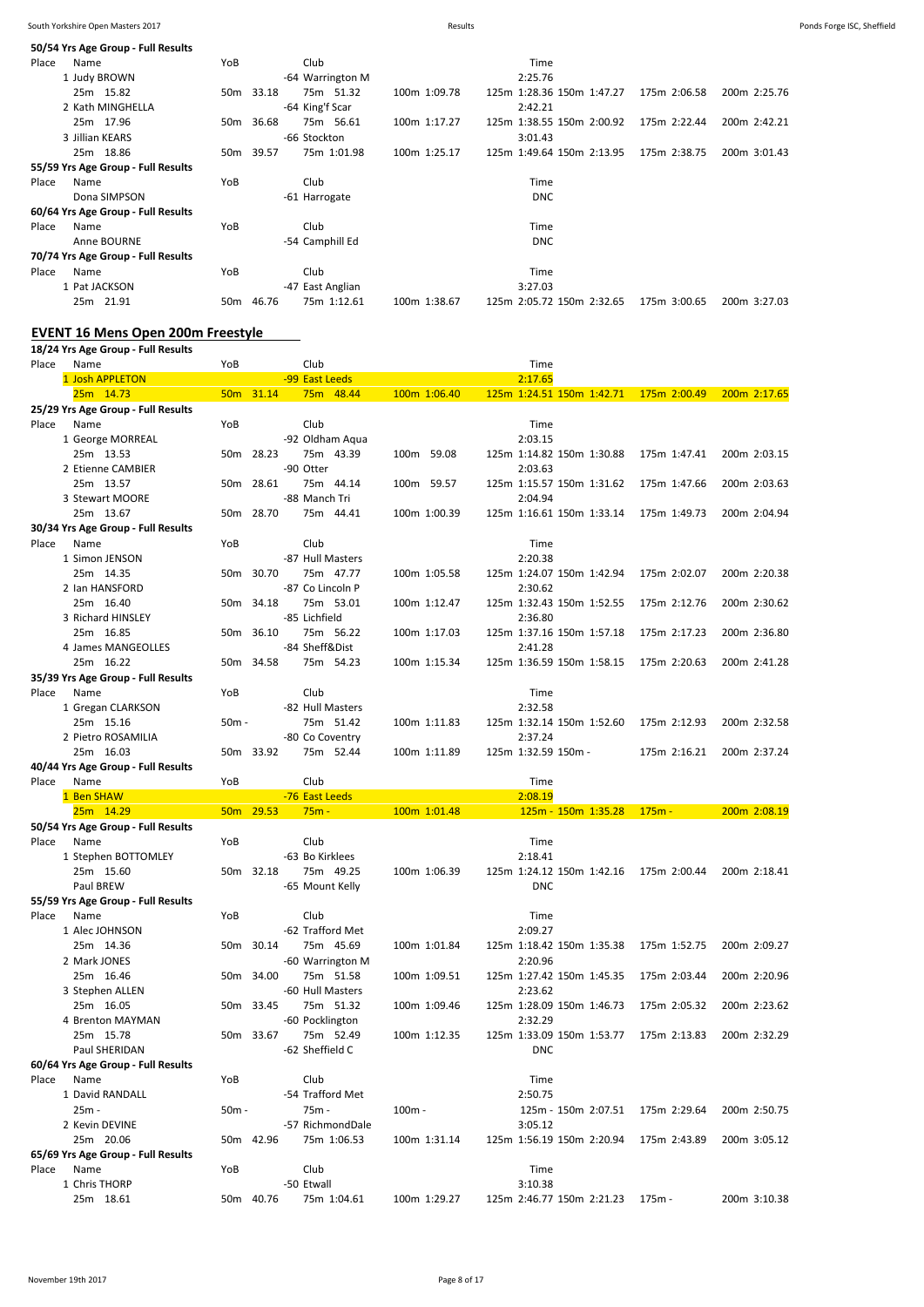**50/54 Yrs Age Group - Full Results**

| Place | Name | YoB | Club | | Time | | |
|---|---|---|---|---|---|---|---|
| 1 | Judy BROWN | | -64 Warrington M | | 2:25.76 | | |
| | 25m 15.82 | 50m 33.18 | 75m 51.32 | 100m 1:09.78 | 125m 1:28.36 150m 1:47.27 | 175m 2:06.58 | 200m 2:25.76 |
| 2 | Kath MINGHELLA | | -64 King'f Scar | | 2:42.21 | | |
| | 25m 17.96 | 50m 36.68 | 75m 56.61 | 100m 1:17.27 | 125m 1:38.55 150m 2:00.92 | 175m 2:22.44 | 200m 2:42.21 |
| 3 | Jillian KEARS | | -66 Stockton | | 3:01.43 | | |
| | 25m 18.86 | 50m 39.57 | 75m 1:01.98 | 100m 1:25.17 | 125m 1:49.64 150m 2:13.95 | 175m 2:38.75 | 200m 3:01.43 |

**55/59 Yrs Age Group - Full Results**

| Place | Name | YoB | Club | Time |
|---|---|---|---|---|
| | Dona SIMPSON | | -61 Harrogate | DNC |

**60/64 Yrs Age Group - Full Results**

| Place | Name | YoB | Club | Time |
|---|---|---|---|---|
| | Anne BOURNE | | -54 Camphill Ed | DNC |

**70/74 Yrs Age Group - Full Results**

| Place | Name | YoB | Club | | Time | | |
|---|---|---|---|---|---|---|---|
| 1 | Pat JACKSON | | -47 East Anglian | | 3:27.03 | | |
| | 25m 21.91 | 50m 46.76 | 75m 1:12.61 | 100m 1:38.67 | 125m 2:05.72 150m 2:32.65 | 175m 3:00.65 | 200m 3:27.03 |

## EVENT 16 Mens Open 200m Freestyle

**18/24 Yrs Age Group - Full Results**

| Place | Name | YoB | Club | | Time | | |
|---|---|---|---|---|---|---|---|
| 1 | Josh APPLETON | | -99 East Leeds | | 2:17.65 | | |
| | 25m 14.73 | 50m 31.14 | 75m 48.44 | 100m 1:06.40 | 125m 1:24.51 150m 1:42.71 | 175m 2:00.49 | 200m 2:17.65 |

**25/29 Yrs Age Group - Full Results**

| Place | Name | YoB | Club | | Time | | |
|---|---|---|---|---|---|---|---|
| 1 | George MORREAL | | -92 Oldham Aqua | | 2:03.15 | | |
| | 25m 13.53 | 50m 28.23 | 75m 43.39 | 100m 59.08 | 125m 1:14.82 150m 1:30.88 | 175m 1:47.41 | 200m 2:03.15 |
| 2 | Etienne CAMBIER | | -90 Otter | | 2:03.63 | | |
| | 25m 13.57 | 50m 28.61 | 75m 44.14 | 100m 59.57 | 125m 1:15.57 150m 1:31.62 | 175m 1:47.66 | 200m 2:03.63 |
| 3 | Stewart MOORE | | -88 Manch Tri | | 2:04.94 | | |
| | 25m 13.67 | 50m 28.70 | 75m 44.41 | 100m 1:00.39 | 125m 1:16.61 150m 1:33.14 | 175m 1:49.73 | 200m 2:04.94 |

**30/34 Yrs Age Group - Full Results**

| Place | Name | YoB | Club | | Time | | |
|---|---|---|---|---|---|---|---|
| 1 | Simon JENSON | | -87 Hull Masters | | 2:20.38 | | |
| | 25m 14.35 | 50m 30.70 | 75m 47.77 | 100m 1:05.58 | 125m 1:24.07 150m 1:42.94 | 175m 2:02.07 | 200m 2:20.38 |
| 2 | Ian HANSFORD | | -87 Co Lincoln P | | 2:30.62 | | |
| | 25m 16.40 | 50m 34.18 | 75m 53.01 | 100m 1:12.47 | 125m 1:32.43 150m 1:52.55 | 175m 2:12.76 | 200m 2:30.62 |
| 3 | Richard HINSLEY | | -85 Lichfield | | 2:36.80 | | |
| | 25m 16.85 | 50m 36.10 | 75m 56.22 | 100m 1:17.03 | 125m 1:37.16 150m 1:57.18 | 175m 2:17.23 | 200m 2:36.80 |
| 4 | James MANGEOLLES | | -84 Sheff&Dist | | 2:41.28 | | |
| | 25m 16.22 | 50m 34.58 | 75m 54.23 | 100m 1:15.34 | 125m 1:36.59 150m 1:58.15 | 175m 2:20.63 | 200m 2:41.28 |

**35/39 Yrs Age Group - Full Results**

| Place | Name | YoB | Club | | Time | | |
|---|---|---|---|---|---|---|---|
| 1 | Gregan CLARKSON | | -82 Hull Masters | | 2:32.58 | | |
| | 25m 15.16 | 50m - | 75m 51.42 | 100m 1:11.83 | 125m 1:32.14 150m 1:52.60 | 175m 2:12.93 | 200m 2:32.58 |
| 2 | Pietro ROSAMILIA | | -80 Co Coventry | | 2:37.24 | | |
| | 25m 16.03 | 50m 33.92 | 75m 52.44 | 100m 1:11.89 | 125m 1:32.59 150m - | 175m 2:16.21 | 200m 2:37.24 |

**40/44 Yrs Age Group - Full Results**

| Place | Name | YoB | Club | | Time | | |
|---|---|---|---|---|---|---|---|
| 1 | Ben SHAW | | -76 East Leeds | | 2:08.19 | | |
| | 25m 14.29 | 50m 29.53 | 75m - | 100m 1:01.48 | 125m - 150m 1:35.28 | 175m - | 200m 2:08.19 |

**50/54 Yrs Age Group - Full Results**

| Place | Name | YoB | Club | | Time | | |
|---|---|---|---|---|---|---|---|
| 1 | Stephen BOTTOMLEY | | -63 Bo Kirklees | | 2:18.41 | | |
| | 25m 15.60 | 50m 32.18 | 75m 49.25 | 100m 1:06.39 | 125m 1:24.12 150m 1:42.16 | 175m 2:00.44 | 200m 2:18.41 |
| | Paul BREW | | -65 Mount Kelly | | DNC | | |

**55/59 Yrs Age Group - Full Results**

| Place | Name | YoB | Club | | Time | | |
|---|---|---|---|---|---|---|---|
| 1 | Alec JOHNSON | | -62 Trafford Met | | 2:09.27 | | |
| | 25m 14.36 | 50m 30.14 | 75m 45.69 | 100m 1:01.84 | 125m 1:18.42 150m 1:35.38 | 175m 1:52.75 | 200m 2:09.27 |
| 2 | Mark JONES | | -60 Warrington M | | 2:20.96 | | |
| | 25m 16.46 | 50m 34.00 | 75m 51.58 | 100m 1:09.51 | 125m 1:27.42 150m 1:45.35 | 175m 2:03.44 | 200m 2:20.96 |
| 3 | Stephen ALLEN | | -60 Hull Masters | | 2:23.62 | | |
| | 25m 16.05 | 50m 33.45 | 75m 51.32 | 100m 1:09.46 | 125m 1:28.09 150m 1:46.73 | 175m 2:05.32 | 200m 2:23.62 |
| 4 | Brenton MAYMAN | | -60 Pocklington | | 2:32.29 | | |
| | 25m 15.78 | 50m 33.67 | 75m 52.49 | 100m 1:12.35 | 125m 1:33.09 150m 1:53.77 | 175m 2:13.83 | 200m 2:32.29 |
| | Paul SHERIDAN | | -62 Sheffield C | | DNC | | |

**60/64 Yrs Age Group - Full Results**

| Place | Name | YoB | Club | | Time | | |
|---|---|---|---|---|---|---|---|
| 1 | David RANDALL | | -54 Trafford Met | | 2:50.75 | | |
| | 25m - | 50m - | 75m - | 100m - | 125m - 150m 2:07.51 | 175m 2:29.64 | 200m 2:50.75 |
| 2 | Kevin DEVINE | | -57 RichmondDale | | 3:05.12 | | |
| | 25m 20.06 | 50m 42.96 | 75m 1:06.53 | 100m 1:31.14 | 125m 1:56.19 150m 2:20.94 | 175m 2:43.89 | 200m 3:05.12 |

**65/69 Yrs Age Group - Full Results**

| Place | Name | YoB | Club | | Time | | |
|---|---|---|---|---|---|---|---|
| 1 | Chris THORP | | -50 Etwall | | 3:10.38 | | |
| | 25m 18.61 | 50m 40.76 | 75m 1:04.61 | 100m 1:29.27 | 125m 2:46.77 150m 2:21.23 | 175m - | 200m 3:10.38 |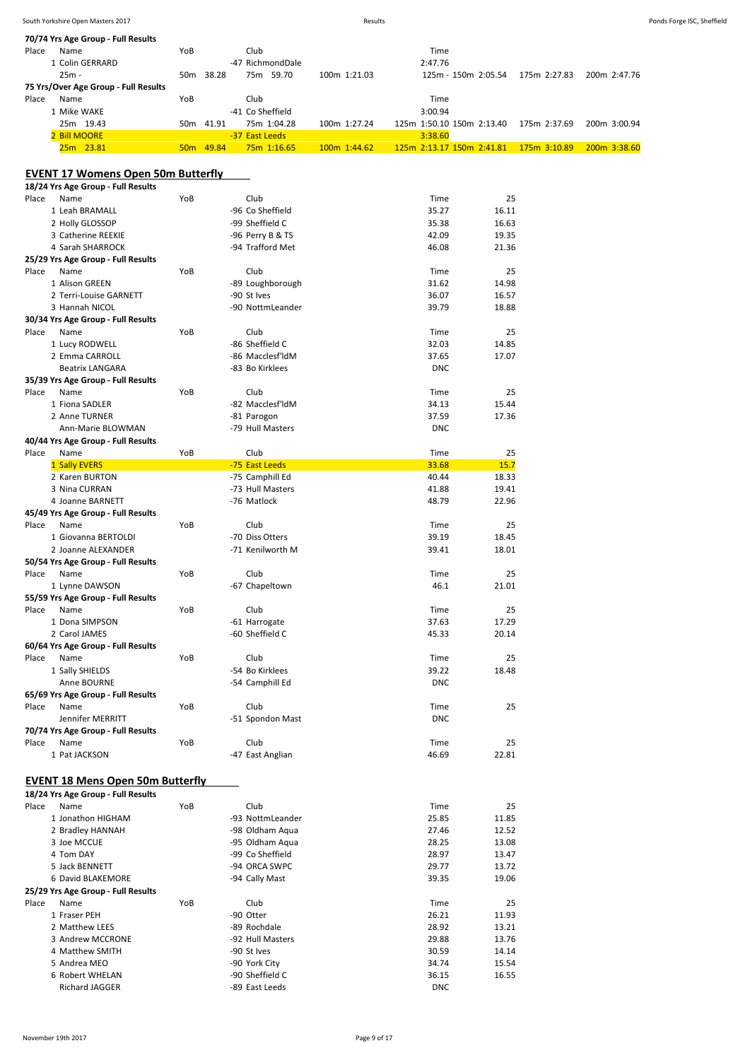**70/74 Yrs Age Group - Full Results**

| Place | Name | YoB | Club | Time | | | |
|---|---|---|---|---|---|---|---|
| 1 | Colin GERRARD | | -47 RichmondDale | 2:47.76 | | | |
| | 25m - | 50m 38.28 | 75m 59.70 | 100m 1:21.03 | 125m - 150m 2:05.54 | 175m 2:27.83 | 200m 2:47.76 |

**75 Yrs/Over Age Group - Full Results**

| Place | Name | YoB | Club | Time | | | |
|---|---|---|---|---|---|---|---|
| 1 | Mike WAKE | | -41 Co Sheffield | 3:00.94 | | | |
| | 25m 19.43 | 50m 41.91 | 75m 1:04.28 | 100m 1:27.24 | 125m 1:50.10 150m 2:13.40 | 175m 2:37.69 | 200m 3:00.94 |
| 2 | Bill MOORE | | -37 East Leeds | 3:38.60 | | | |
| | 25m 23.81 | 50m 49.84 | 75m 1:16.65 | 100m 1:44.62 | 125m 2:13.17 150m 2:41.81 | 175m 3:10.89 | 200m 3:38.60 |

## EVENT 17 Womens Open 50m Butterfly

**18/24 Yrs Age Group - Full Results**

| Place | Name | YoB | Club | Time | 25 |
|---|---|---|---|---|---|
| 1 | Leah BRAMALL | | -96 Co Sheffield | 35.27 | 16.11 |
| 2 | Holly GLOSSOP | | -99 Sheffield C | 35.38 | 16.63 |
| 3 | Catherine REEKIE | | -96 Perry B & TS | 42.09 | 19.35 |
| 4 | Sarah SHARROCK | | -94 Trafford Met | 46.08 | 21.36 |

**25/29 Yrs Age Group - Full Results**

| Place | Name | YoB | Club | Time | 25 |
|---|---|---|---|---|---|
| 1 | Alison GREEN | | -89 Loughborough | 31.62 | 14.98 |
| 2 | Terri-Louise GARNETT | | -90 St Ives | 36.07 | 16.57 |
| 3 | Hannah NICOL | | -90 NottmLeander | 39.79 | 18.88 |

**30/34 Yrs Age Group - Full Results**

| Place | Name | YoB | Club | Time | 25 |
|---|---|---|---|---|---|
| 1 | Lucy RODWELL | | -86 Sheffield C | 32.03 | 14.85 |
| 2 | Emma CARROLL | | -86 Macclesf'ldM | 37.65 | 17.07 |
| | Beatrix LANGARA | | -83 Bo Kirklees | DNC | |

**35/39 Yrs Age Group - Full Results**

| Place | Name | YoB | Club | Time | 25 |
|---|---|---|---|---|---|
| 1 | Fiona SADLER | | -82 Macclesf'ldM | 34.13 | 15.44 |
| 2 | Anne TURNER | | -81 Parogon | 37.59 | 17.36 |
| | Ann-Marie BLOWMAN | | -79 Hull Masters | DNC | |

**40/44 Yrs Age Group - Full Results**

| Place | Name | YoB | Club | Time | 25 |
|---|---|---|---|---|---|
| 1 | Sally EVERS | | -75 East Leeds | 33.68 | 15.7 |
| 2 | Karen BURTON | | -75 Camphill Ed | 40.44 | 18.33 |
| 3 | Nina CURRAN | | -73 Hull Masters | 41.88 | 19.41 |
| 4 | Joanne BARNETT | | -76 Matlock | 48.79 | 22.96 |

**45/49 Yrs Age Group - Full Results**

| Place | Name | YoB | Club | Time | 25 |
|---|---|---|---|---|---|
| 1 | Giovanna BERTOLDI | | -70 Diss Otters | 39.19 | 18.45 |
| 2 | Joanne ALEXANDER | | -71 Kenilworth M | 39.41 | 18.01 |

**50/54 Yrs Age Group - Full Results**

| Place | Name | YoB | Club | Time | 25 |
|---|---|---|---|---|---|
| 1 | Lynne DAWSON | | -67 Chapeltown | 46.1 | 21.01 |

**55/59 Yrs Age Group - Full Results**

| Place | Name | YoB | Club | Time | 25 |
|---|---|---|---|---|---|
| 1 | Dona SIMPSON | | -61 Harrogate | 37.63 | 17.29 |
| 2 | Carol JAMES | | -60 Sheffield C | 45.33 | 20.14 |

**60/64 Yrs Age Group - Full Results**

| Place | Name | YoB | Club | Time | 25 |
|---|---|---|---|---|---|
| 1 | Sally SHIELDS | | -54 Bo Kirklees | 39.22 | 18.48 |
| | Anne BOURNE | | -54 Camphill Ed | DNC | |

**65/69 Yrs Age Group - Full Results**

| Place | Name | YoB | Club | Time | 25 |
|---|---|---|---|---|---|
| | Jennifer MERRITT | | -51 Spondon Mast | DNC | |

**70/74 Yrs Age Group - Full Results**

| Place | Name | YoB | Club | Time | 25 |
|---|---|---|---|---|---|
| 1 | Pat JACKSON | | -47 East Anglian | 46.69 | 22.81 |

## EVENT 18 Mens Open 50m Butterfly

**18/24 Yrs Age Group - Full Results**

| Place | Name | YoB | Club | Time | 25 |
|---|---|---|---|---|---|
| 1 | Jonathon HIGHAM | | -93 NottmLeander | 25.85 | 11.85 |
| 2 | Bradley HANNAH | | -98 Oldham Aqua | 27.46 | 12.52 |
| 3 | Joe MCCUE | | -95 Oldham Aqua | 28.25 | 13.08 |
| 4 | Tom DAY | | -99 Co Sheffield | 28.97 | 13.47 |
| 5 | Jack BENNETT | | -94 ORCA SWPC | 29.77 | 13.72 |
| 6 | David BLAKEMORE | | -94 Cally Mast | 39.35 | 19.06 |

**25/29 Yrs Age Group - Full Results**

| Place | Name | YoB | Club | Time | 25 |
|---|---|---|---|---|---|
| 1 | Fraser PEH | | -90 Otter | 26.21 | 11.93 |
| 2 | Matthew LEES | | -89 Rochdale | 28.92 | 13.21 |
| 3 | Andrew MCCRONE | | -92 Hull Masters | 29.88 | 13.76 |
| 4 | Matthew SMITH | | -90 St Ives | 30.59 | 14.14 |
| 5 | Andrea MEO | | -90 York City | 34.74 | 15.54 |
| 6 | Robert WHELAN | | -90 Sheffield C | 36.15 | 16.55 |
| | Richard JAGGER | | -89 East Leeds | DNC | |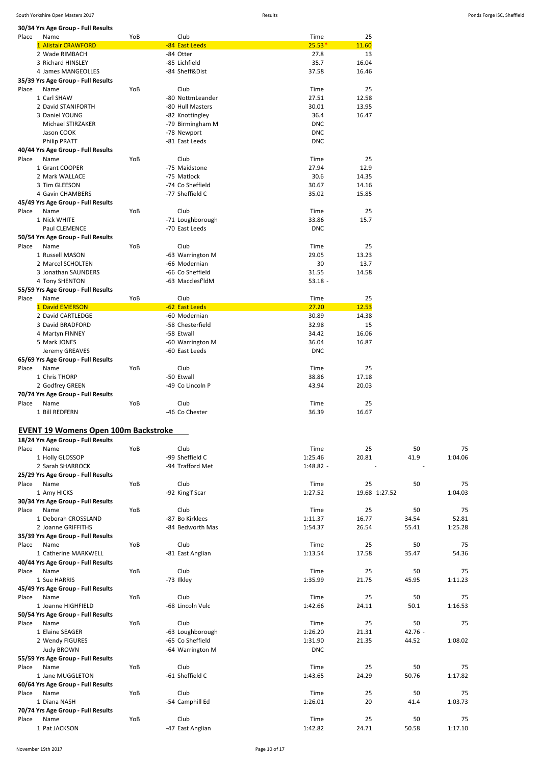**30/34 Yrs Age Group - Full Results**

| Place | Name | YoB | Club | Time | 25 |
|---|---|---|---|---|---|
| 1 | Alistair CRAWFORD | | -84 East Leeds | 25.53* | 11.60 |
| 2 | Wade RIMBACH | | -84 Otter | 27.8 | 13 |
| 3 | Richard HINSLEY | | -85 Lichfield | 35.7 | 16.04 |
| 4 | James MANGEOLLES | | -84 Sheff&Dist | 37.58 | 16.46 |

**35/39 Yrs Age Group - Full Results**

| Place | Name | YoB | Club | Time | 25 |
|---|---|---|---|---|---|
| 1 | Carl SHAW | | -80 NottmLeander | 27.51 | 12.58 |
| 2 | David STANIFORTH | | -80 Hull Masters | 30.01 | 13.95 |
| 3 | Daniel YOUNG | | -82 Knottingley | 36.4 | 16.47 |
| | Michael STIRZAKER | | -79 Birmingham M | DNC | |
| | Jason COOK | | -78 Newport | DNC | |
| | Philip PRATT | | -81 East Leeds | DNC | |

**40/44 Yrs Age Group - Full Results**

| Place | Name | YoB | Club | Time | 25 |
|---|---|---|---|---|---|
| 1 | Grant COOPER | | -75 Maidstone | 27.94 | 12.9 |
| 2 | Mark WALLACE | | -75 Matlock | 30.6 | 14.35 |
| 3 | Tim GLEESON | | -74 Co Sheffield | 30.67 | 14.16 |
| 4 | Gavin CHAMBERS | | -77 Sheffield C | 35.02 | 15.85 |

**45/49 Yrs Age Group - Full Results**

| Place | Name | YoB | Club | Time | 25 |
|---|---|---|---|---|---|
| 1 | Nick WHITE | | -71 Loughborough | 33.86 | 15.7 |
| | Paul CLEMENCE | | -70 East Leeds | DNC | |

**50/54 Yrs Age Group - Full Results**

| Place | Name | YoB | Club | Time | 25 |
|---|---|---|---|---|---|
| 1 | Russell MASON | | -63 Warrington M | 29.05 | 13.23 |
| 2 | Marcel SCHOLTEN | | -66 Modernian | 30 | 13.7 |
| 3 | Jonathan SAUNDERS | | -66 Co Sheffield | 31.55 | 14.58 |
| 4 | Tony SHENTON | | -63 Macclesf'ldM | 53.18 - | |

**55/59 Yrs Age Group - Full Results**

| Place | Name | YoB | Club | Time | 25 |
|---|---|---|---|---|---|
| 1 | David EMERSON | | -62 East Leeds | 27.20 | 12.53 |
| 2 | David CARTLEDGE | | -60 Modernian | 30.89 | 14.38 |
| 3 | David BRADFORD | | -58 Chesterfield | 32.98 | 15 |
| 4 | Martyn FINNEY | | -58 Etwall | 34.42 | 16.06 |
| 5 | Mark JONES | | -60 Warrington M | 36.04 | 16.87 |
| | Jeremy GREAVES | | -60 East Leeds | DNC | |

**65/69 Yrs Age Group - Full Results**

| Place | Name | YoB | Club | Time | 25 |
|---|---|---|---|---|---|
| 1 | Chris THORP | | -50 Etwall | 38.86 | 17.18 |
| 2 | Godfrey GREEN | | -49 Co Lincoln P | 43.94 | 20.03 |

**70/74 Yrs Age Group - Full Results**

| Place | Name | YoB | Club | Time | 25 |
|---|---|---|---|---|---|
| 1 | Bill REDFERN | | -46 Co Chester | 36.39 | 16.67 |

## EVENT 19 Womens Open 100m Backstroke

**18/24 Yrs Age Group - Full Results**

| Place | Name | YoB | Club | Time | 25 | 50 | 75 |
|---|---|---|---|---|---|---|---|
| 1 | Holly GLOSSOP | | -99 Sheffield C | 1:25.46 | 20.81 | 41.9 | 1:04.06 |
| 2 | Sarah SHARROCK | | -94 Trafford Met | 1:48.82 - | - | - | |

**25/29 Yrs Age Group - Full Results**

| Place | Name | YoB | Club | Time | 25 | 50 | 75 |
|---|---|---|---|---|---|---|---|
| 1 | Amy HICKS | | -92 King'f Scar | 1:27.52 | 19.68 | 1:27.52 | 1:04.03 |

**30/34 Yrs Age Group - Full Results**

| Place | Name | YoB | Club | Time | 25 | 50 | 75 |
|---|---|---|---|---|---|---|---|
| 1 | Deborah CROSSLAND | | -87 Bo Kirklees | 1:11.37 | 16.77 | 34.54 | 52.81 |
| 2 | Joanne GRIFFITHS | | -84 Bedworth Mas | 1:54.37 | 26.54 | 55.41 | 1:25.28 |

**35/39 Yrs Age Group - Full Results**

| Place | Name | YoB | Club | Time | 25 | 50 | 75 |
|---|---|---|---|---|---|---|---|
| 1 | Catherine MARKWELL | | -81 East Anglian | 1:13.54 | 17.58 | 35.47 | 54.36 |

**40/44 Yrs Age Group - Full Results**

| Place | Name | YoB | Club | Time | 25 | 50 | 75 |
|---|---|---|---|---|---|---|---|
| 1 | Sue HARRIS | | -73 Ilkley | 1:35.99 | 21.75 | 45.95 | 1:11.23 |

**45/49 Yrs Age Group - Full Results**

| Place | Name | YoB | Club | Time | 25 | 50 | 75 |
|---|---|---|---|---|---|---|---|
| 1 | Joanne HIGHFIELD | | -68 Lincoln Vulc | 1:42.66 | 24.11 | 50.1 | 1:16.53 |

**50/54 Yrs Age Group - Full Results**

| Place | Name | YoB | Club | Time | 25 | 50 | 75 |
|---|---|---|---|---|---|---|---|
| 1 | Elaine SEAGER | | -63 Loughborough | 1:26.20 | 21.31 | 42.76 - | |
| 2 | Wendy FIGURES | | -65 Co Sheffield | 1:31.90 | 21.35 | 44.52 | 1:08.02 |
| | Judy BROWN | | -64 Warrington M | DNC | | | |

**55/59 Yrs Age Group - Full Results**

| Place | Name | YoB | Club | Time | 25 | 50 | 75 |
|---|---|---|---|---|---|---|---|
| 1 | Jane MUGGLETON | | -61 Sheffield C | 1:43.65 | 24.29 | 50.76 | 1:17.82 |

**60/64 Yrs Age Group - Full Results**

| Place | Name | YoB | Club | Time | 25 | 50 | 75 |
|---|---|---|---|---|---|---|---|
| 1 | Diana NASH | | -54 Camphill Ed | 1:26.01 | 20 | 41.4 | 1:03.73 |

**70/74 Yrs Age Group - Full Results**

| Place | Name | YoB | Club | Time | 25 | 50 | 75 |
|---|---|---|---|---|---|---|---|
| 1 | Pat JACKSON | | -47 East Anglian | 1:42.82 | 24.71 | 50.58 | 1:17.10 |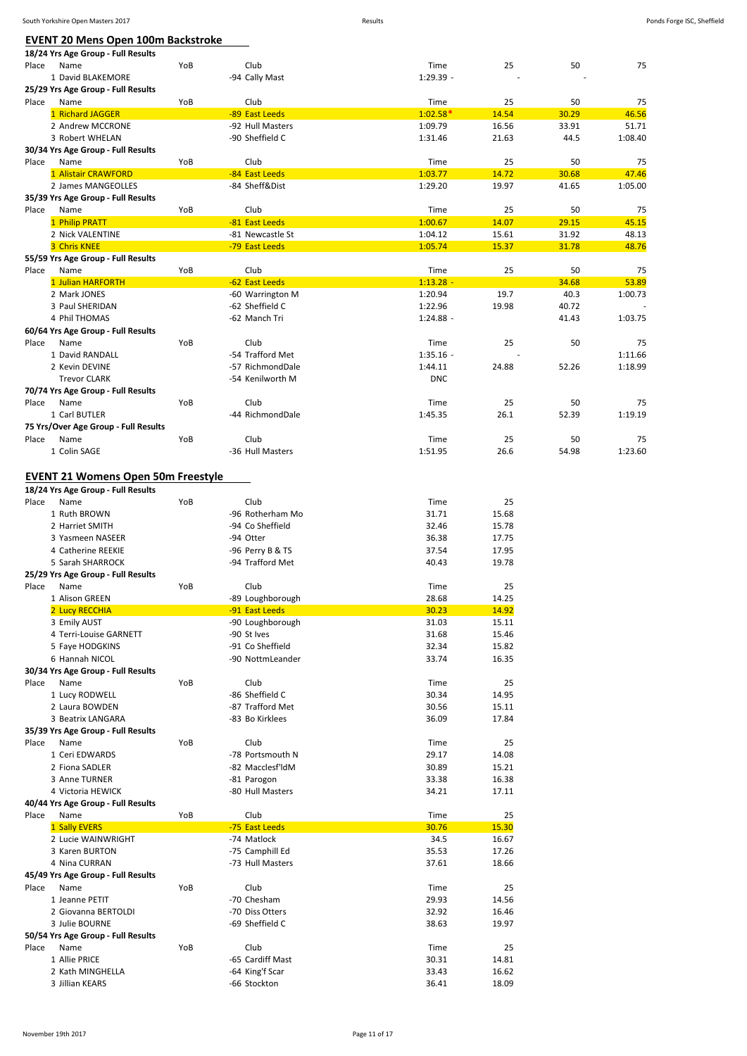## EVENT 20 Mens Open 100m Backstroke

**18/24 Yrs Age Group - Full Results**

| Place | Name | YoB | Club | Time | 25 | 50 | 75 |
|---|---|---|---|---|---|---|---|
| 1 | David BLAKEMORE | | -94 Cally Mast | 1:29.39 - | - | - | |

**25/29 Yrs Age Group - Full Results**

| Place | Name | YoB | Club | Time | 25 | 50 | 75 |
|---|---|---|---|---|---|---|---|
| 1 | Richard JAGGER | | -89 East Leeds | 1:02.58* | 14.54 | 30.29 | 46.56 |
| 2 | Andrew MCCRONE | | -92 Hull Masters | 1:09.79 | 16.56 | 33.91 | 51.71 |
| 3 | Robert WHELAN | | -90 Sheffield C | 1:31.46 | 21.63 | 44.5 | 1:08.40 |

**30/34 Yrs Age Group - Full Results**

| Place | Name | YoB | Club | Time | 25 | 50 | 75 |
|---|---|---|---|---|---|---|---|
| 1 | Alistair CRAWFORD | | -84 East Leeds | 1:03.77 | 14.72 | 30.68 | 47.46 |
| 2 | James MANGEOLLES | | -84 Sheff&Dist | 1:29.20 | 19.97 | 41.65 | 1:05.00 |

**35/39 Yrs Age Group - Full Results**

| Place | Name | YoB | Club | Time | 25 | 50 | 75 |
|---|---|---|---|---|---|---|---|
| 1 | Philip PRATT | | -81 East Leeds | 1:00.67 | 14.07 | 29.15 | 45.15 |
| 2 | Nick VALENTINE | | -81 Newcastle St | 1:04.12 | 15.61 | 31.92 | 48.13 |
| 3 | Chris KNEE | | -79 East Leeds | 1:05.74 | 15.37 | 31.78 | 48.76 |

**55/59 Yrs Age Group - Full Results**

| Place | Name | YoB | Club | Time | 25 | 50 | 75 |
|---|---|---|---|---|---|---|---|
| 1 | Julian HARFORTH | | -62 East Leeds | 1:13.28 - | | 34.68 | 53.89 |
| 2 | Mark JONES | | -60 Warrington M | 1:20.94 | 19.7 | 40.3 | 1:00.73 |
| 3 | Paul SHERIDAN | | -62 Sheffield C | 1:22.96 | 19.98 | 40.72 | - |
| 4 | Phil THOMAS | | -62 Manch Tri | 1:24.88 - | | 41.43 | 1:03.75 |

**60/64 Yrs Age Group - Full Results**

| Place | Name | YoB | Club | Time | 25 | 50 | 75 |
|---|---|---|---|---|---|---|---|
| 1 | David RANDALL | | -54 Trafford Met | 1:35.16 - | - | | 1:11.66 |
| 2 | Kevin DEVINE | | -57 RichmondDale | 1:44.11 | 24.88 | 52.26 | 1:18.99 |
| | Trevor CLARK | | -54 Kenilworth M | DNC | | | |

**70/74 Yrs Age Group - Full Results**

| Place | Name | YoB | Club | Time | 25 | 50 | 75 |
|---|---|---|---|---|---|---|---|
| 1 | Carl BUTLER | | -44 RichmondDale | 1:45.35 | 26.1 | 52.39 | 1:19.19 |

**75 Yrs/Over Age Group - Full Results**

| Place | Name | YoB | Club | Time | 25 | 50 | 75 |
|---|---|---|---|---|---|---|---|
| 1 | Colin SAGE | | -36 Hull Masters | 1:51.95 | 26.6 | 54.98 | 1:23.60 |

## EVENT 21 Womens Open 50m Freestyle

**18/24 Yrs Age Group - Full Results**

| Place | Name | YoB | Club | Time | 25 |
|---|---|---|---|---|---|
| 1 | Ruth BROWN | | -96 Rotherham Mo | 31.71 | 15.68 |
| 2 | Harriet SMITH | | -94 Co Sheffield | 32.46 | 15.78 |
| 3 | Yasmeen NASEER | | -94 Otter | 36.38 | 17.75 |
| 4 | Catherine REEKIE | | -96 Perry B & TS | 37.54 | 17.95 |
| 5 | Sarah SHARROCK | | -94 Trafford Met | 40.43 | 19.78 |

**25/29 Yrs Age Group - Full Results**

| Place | Name | YoB | Club | Time | 25 |
|---|---|---|---|---|---|
| 1 | Alison GREEN | | -89 Loughborough | 28.68 | 14.25 |
| 2 | Lucy RECCHIA | | -91 East Leeds | 30.23 | 14.92 |
| 3 | Emily AUST | | -90 Loughborough | 31.03 | 15.11 |
| 4 | Terri-Louise GARNETT | | -90 St Ives | 31.68 | 15.46 |
| 5 | Faye HODGKINS | | -91 Co Sheffield | 32.34 | 15.82 |
| 6 | Hannah NICOL | | -90 NottmLeander | 33.74 | 16.35 |

**30/34 Yrs Age Group - Full Results**

| Place | Name | YoB | Club | Time | 25 |
|---|---|---|---|---|---|
| 1 | Lucy RODWELL | | -86 Sheffield C | 30.34 | 14.95 |
| 2 | Laura BOWDEN | | -87 Trafford Met | 30.56 | 15.11 |
| 3 | Beatrix LANGARA | | -83 Bo Kirklees | 36.09 | 17.84 |

**35/39 Yrs Age Group - Full Results**

| Place | Name | YoB | Club | Time | 25 |
|---|---|---|---|---|---|
| 1 | Ceri EDWARDS | | -78 Portsmouth N | 29.17 | 14.08 |
| 2 | Fiona SADLER | | -82 Macclesf'ldM | 30.89 | 15.21 |
| 3 | Anne TURNER | | -81 Parogon | 33.38 | 16.38 |
| 4 | Victoria HEWICK | | -80 Hull Masters | 34.21 | 17.11 |

**40/44 Yrs Age Group - Full Results**

| Place | Name | YoB | Club | Time | 25 |
|---|---|---|---|---|---|
| 1 | Sally EVERS | | -75 East Leeds | 30.76 | 15.30 |
| 2 | Lucie WAINWRIGHT | | -74 Matlock | 34.5 | 16.67 |
| 3 | Karen BURTON | | -75 Camphill Ed | 35.53 | 17.26 |
| 4 | Nina CURRAN | | -73 Hull Masters | 37.61 | 18.66 |

**45/49 Yrs Age Group - Full Results**

| Place | Name | YoB | Club | Time | 25 |
|---|---|---|---|---|---|
| 1 | Jeanne PETIT | | -70 Chesham | 29.93 | 14.56 |
| 2 | Giovanna BERTOLDI | | -70 Diss Otters | 32.92 | 16.46 |
| 3 | Julie BOURNE | | -69 Sheffield C | 38.63 | 19.97 |

**50/54 Yrs Age Group - Full Results**

| Place | Name | YoB | Club | Time | 25 |
|---|---|---|---|---|---|
| 1 | Allie PRICE | | -65 Cardiff Mast | 30.31 | 14.81 |
| 2 | Kath MINGHELLA | | -64 King'f Scar | 33.43 | 16.62 |
| 3 | Jillian KEARS | | -66 Stockton | 36.41 | 18.09 |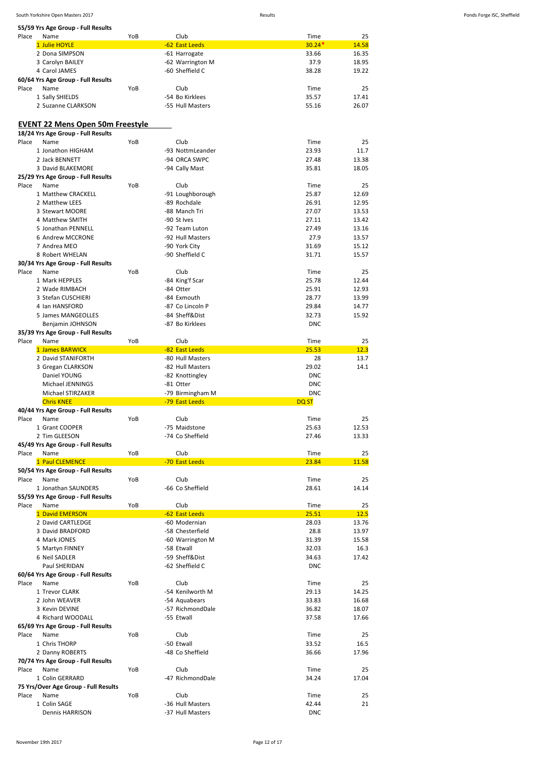**55/59 Yrs Age Group - Full Results**

| Place | Name | YoB | Club | Time | 25 |
|---|---|---|---|---|---|
| 1 | Julie HOYLE | | -62 East Leeds | 30.24* | 14.58 |
| 2 | Dona SIMPSON | | -61 Harrogate | 33.66 | 16.35 |
| 3 | Carolyn BAILEY | | -62 Warrington M | 37.9 | 18.95 |
| 4 | Carol JAMES | | -60 Sheffield C | 38.28 | 19.22 |

**60/64 Yrs Age Group - Full Results**

| Place | Name | YoB | Club | Time | 25 |
|---|---|---|---|---|---|
| 1 | Sally SHIELDS | | -54 Bo Kirklees | 35.57 | 17.41 |
| 2 | Suzanne CLARKSON | | -55 Hull Masters | 55.16 | 26.07 |

## EVENT 22 Mens Open 50m Freestyle

**18/24 Yrs Age Group - Full Results**

| Place | Name | YoB | Club | Time | 25 |
|---|---|---|---|---|---|
| 1 | Jonathon HIGHAM | | -93 NottmLeander | 23.93 | 11.7 |
| 2 | Jack BENNETT | | -94 ORCA SWPC | 27.48 | 13.38 |
| 3 | David BLAKEMORE | | -94 Cally Mast | 35.81 | 18.05 |

**25/29 Yrs Age Group - Full Results**

| Place | Name | YoB | Club | Time | 25 |
|---|---|---|---|---|---|
| 1 | Matthew CRACKELL | | -91 Loughborough | 25.87 | 12.69 |
| 2 | Matthew LEES | | -89 Rochdale | 26.91 | 12.95 |
| 3 | Stewart MOORE | | -88 Manch Tri | 27.07 | 13.53 |
| 4 | Matthew SMITH | | -90 St Ives | 27.11 | 13.42 |
| 5 | Jonathan PENNELL | | -92 Team Luton | 27.49 | 13.16 |
| 6 | Andrew MCCRONE | | -92 Hull Masters | 27.9 | 13.57 |
| 7 | Andrea MEO | | -90 York City | 31.69 | 15.12 |
| 8 | Robert WHELAN | | -90 Sheffield C | 31.71 | 15.57 |

**30/34 Yrs Age Group - Full Results**

| Place | Name | YoB | Club | Time | 25 |
|---|---|---|---|---|---|
| 1 | Mark HEPPLES | | -84 King'f Scar | 25.78 | 12.44 |
| 2 | Wade RIMBACH | | -84 Otter | 25.91 | 12.93 |
| 3 | Stefan CUSCHIERI | | -84 Exmouth | 28.77 | 13.99 |
| 4 | Ian HANSFORD | | -87 Co Lincoln P | 29.84 | 14.77 |
| 5 | James MANGEOLLES | | -84 Sheff&Dist | 32.73 | 15.92 |
| | Benjamin JOHNSON | | -87 Bo Kirklees | DNC | |

**35/39 Yrs Age Group - Full Results**

| Place | Name | YoB | Club | Time | 25 |
|---|---|---|---|---|---|
| 1 | James BARWICK | | -82 East Leeds | 25.53 | 12.3 |
| 2 | David STANIFORTH | | -80 Hull Masters | 28 | 13.7 |
| 3 | Gregan CLARKSON | | -82 Hull Masters | 29.02 | 14.1 |
| | Daniel YOUNG | | -82 Knottingley | DNC | |
| | Michael JENNINGS | | -81 Otter | DNC | |
| | Michael STIRZAKER | | -79 Birmingham M | DNC | |
| | Chris KNEE | | -79 East Leeds | DQ ST | |

**40/44 Yrs Age Group - Full Results**

| Place | Name | YoB | Club | Time | 25 |
|---|---|---|---|---|---|
| 1 | Grant COOPER | | -75 Maidstone | 25.63 | 12.53 |
| 2 | Tim GLEESON | | -74 Co Sheffield | 27.46 | 13.33 |

**45/49 Yrs Age Group - Full Results**

| Place | Name | YoB | Club | Time | 25 |
|---|---|---|---|---|---|
| 1 | Paul CLEMENCE | | -70 East Leeds | 23.84 | 11.58 |

**50/54 Yrs Age Group - Full Results**

| Place | Name | YoB | Club | Time | 25 |
|---|---|---|---|---|---|
| 1 | Jonathan SAUNDERS | | -66 Co Sheffield | 28.61 | 14.14 |

**55/59 Yrs Age Group - Full Results**

| Place | Name | YoB | Club | Time | 25 |
|---|---|---|---|---|---|
| 1 | David EMERSON | | -62 East Leeds | 25.51 | 12.5 |
| 2 | David CARTLEDGE | | -60 Modernian | 28.03 | 13.76 |
| 3 | David BRADFORD | | -58 Chesterfield | 28.8 | 13.97 |
| 4 | Mark JONES | | -60 Warrington M | 31.39 | 15.58 |
| 5 | Martyn FINNEY | | -58 Etwall | 32.03 | 16.3 |
| 6 | Neil SADLER | | -59 Sheff&Dist | 34.63 | 17.42 |
| | Paul SHERIDAN | | -62 Sheffield C | DNC | |

**60/64 Yrs Age Group - Full Results**

| Place | Name | YoB | Club | Time | 25 |
|---|---|---|---|---|---|
| 1 | Trevor CLARK | | -54 Kenilworth M | 29.13 | 14.25 |
| 2 | John WEAVER | | -54 Aquabears | 33.83 | 16.68 |
| 3 | Kevin DEVINE | | -57 RichmondDale | 36.82 | 18.07 |
| 4 | Richard WOODALL | | -55 Etwall | 37.58 | 17.66 |

**65/69 Yrs Age Group - Full Results**

| Place | Name | YoB | Club | Time | 25 |
|---|---|---|---|---|---|
| 1 | Chris THORP | | -50 Etwall | 33.52 | 16.5 |
| 2 | Danny ROBERTS | | -48 Co Sheffield | 36.66 | 17.96 |

**70/74 Yrs Age Group - Full Results**

| Place | Name | YoB | Club | Time | 25 |
|---|---|---|---|---|---|
| 1 | Colin GERRARD | | -47 RichmondDale | 34.24 | 17.04 |

**75 Yrs/Over Age Group - Full Results**

| Place | Name | YoB | Club | Time | 25 |
|---|---|---|---|---|---|
| 1 | Colin SAGE | | -36 Hull Masters | 42.44 | 21 |
| | Dennis HARRISON | | -37 Hull Masters | DNC | |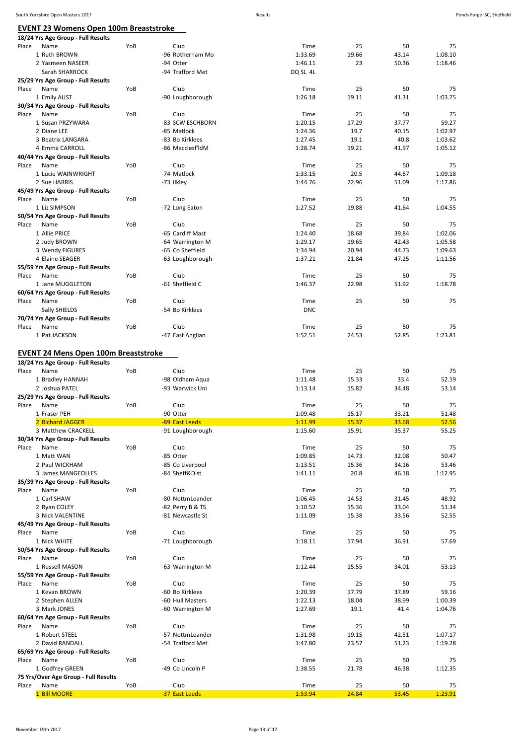## EVENT 23 Womens Open 100m Breaststroke

**18/24 Yrs Age Group - Full Results**

| Place | Name | YoB | Club | Time | 25 | 50 | 75 |
|---|---|---|---|---|---|---|---|
| 1 | Ruth BROWN | | -96 Rotherham Mo | 1:33.69 | 19.66 | 43.14 | 1:08.10 |
| 2 | Yasmeen NASEER | | -94 Otter | 1:46.11 | 23 | 50.36 | 1:18.46 |
| | Sarah SHARROCK | | -94 Trafford Met | DQ SL 4L | | | |

**25/29 Yrs Age Group - Full Results**

| Place | Name | YoB | Club | Time | 25 | 50 | 75 |
|---|---|---|---|---|---|---|---|
| 1 | Emily AUST | | -90 Loughborough | 1:26.18 | 19.11 | 41.31 | 1:03.75 |

**30/34 Yrs Age Group - Full Results**

| Place | Name | YoB | Club | Time | 25 | 50 | 75 |
|---|---|---|---|---|---|---|---|
| 1 | Susan PRZYWARA | | -83 SCW ESCHBORN | 1:20.15 | 17.29 | 37.77 | 59.27 |
| 2 | Diane LEE | | -85 Matlock | 1:24.36 | 19.7 | 40.15 | 1:02.97 |
| 3 | Beatrix LANGARA | | -83 Bo Kirklees | 1:27.45 | 19.1 | 40.8 | 1:03.62 |
| 4 | Emma CARROLL | | -86 Macclesf'ldM | 1:28.74 | 19.21 | 41.97 | 1:05.12 |

**40/44 Yrs Age Group - Full Results**

| Place | Name | YoB | Club | Time | 25 | 50 | 75 |
|---|---|---|---|---|---|---|---|
| 1 | Lucie WAINWRIGHT | | -74 Matlock | 1:33.15 | 20.5 | 44.67 | 1:09.18 |
| 2 | Sue HARRIS | | -73 Ilkley | 1:44.76 | 22.96 | 51.09 | 1:17.86 |

**45/49 Yrs Age Group - Full Results**

| Place | Name | YoB | Club | Time | 25 | 50 | 75 |
|---|---|---|---|---|---|---|---|
| 1 | Liz SIMPSON | | -72 Long Eaton | 1:27.52 | 19.88 | 41.64 | 1:04.55 |

**50/54 Yrs Age Group - Full Results**

| Place | Name | YoB | Club | Time | 25 | 50 | 75 |
|---|---|---|---|---|---|---|---|
| 1 | Allie PRICE | | -65 Cardiff Mast | 1:24.40 | 18.68 | 39.84 | 1:02.06 |
| 2 | Judy BROWN | | -64 Warrington M | 1:29.17 | 19.65 | 42.43 | 1:05.58 |
| 3 | Wendy FIGURES | | -65 Co Sheffield | 1:34.94 | 20.94 | 44.73 | 1:09.63 |
| 4 | Elaine SEAGER | | -63 Loughborough | 1:37.21 | 21.84 | 47.25 | 1:11.56 |

**55/59 Yrs Age Group - Full Results**

| Place | Name | YoB | Club | Time | 25 | 50 | 75 |
|---|---|---|---|---|---|---|---|
| 1 | Jane MUGGLETON | | -61 Sheffield C | 1:46.37 | 22.98 | 51.92 | 1:18.78 |

**60/64 Yrs Age Group - Full Results**

| Place | Name | YoB | Club | Time | 25 | 50 | 75 |
|---|---|---|---|---|---|---|---|
| | Sally SHIELDS | | -54 Bo Kirklees | DNC | | | |

**70/74 Yrs Age Group - Full Results**

| Place | Name | YoB | Club | Time | 25 | 50 | 75 |
|---|---|---|---|---|---|---|---|
| 1 | Pat JACKSON | | -47 East Anglian | 1:52.51 | 24.53 | 52.85 | 1:23.81 |

## EVENT 24 Mens Open 100m Breaststroke

**18/24 Yrs Age Group - Full Results**

| Place | Name | YoB | Club | Time | 25 | 50 | 75 |
|---|---|---|---|---|---|---|---|
| 1 | Bradley HANNAH | | -98 Oldham Aqua | 1:11.48 | 15.33 | 33.4 | 52.19 |
| 2 | Joshua PATEL | | -93 Warwick Uni | 1:13.14 | 15.82 | 34.48 | 53.14 |

**25/29 Yrs Age Group - Full Results**

| Place | Name | YoB | Club | Time | 25 | 50 | 75 |
|---|---|---|---|---|---|---|---|
| 1 | Fraser PEH | | -90 Otter | 1:09.48 | 15.17 | 33.21 | 51.48 |
| 2 | Richard JAGGER | | -89 East Leeds | 1:11.99 | 15.37 | 33.68 | 52.56 |
| 3 | Matthew CRACKELL | | -91 Loughborough | 1:15.60 | 15.91 | 35.37 | 55.25 |

**30/34 Yrs Age Group - Full Results**

| Place | Name | YoB | Club | Time | 25 | 50 | 75 |
|---|---|---|---|---|---|---|---|
| 1 | Matt WAN | | -85 Otter | 1:09.85 | 14.73 | 32.08 | 50.47 |
| 2 | Paul WICKHAM | | -85 Co Liverpool | 1:13.51 | 15.36 | 34.16 | 53.46 |
| 3 | James MANGEOLLES | | -84 Sheff&Dist | 1:41.11 | 20.8 | 46.18 | 1:12.95 |

**35/39 Yrs Age Group - Full Results**

| Place | Name | YoB | Club | Time | 25 | 50 | 75 |
|---|---|---|---|---|---|---|---|
| 1 | Carl SHAW | | -80 NottmLeander | 1:06.45 | 14.53 | 31.45 | 48.92 |
| 2 | Ryan COLEY | | -82 Perry B & TS | 1:10.52 | 15.36 | 33.04 | 51.34 |
| 3 | Nick VALENTINE | | -81 Newcastle St | 1:11.09 | 15.38 | 33.56 | 52.55 |

**45/49 Yrs Age Group - Full Results**

| Place | Name | YoB | Club | Time | 25 | 50 | 75 |
|---|---|---|---|---|---|---|---|
| 1 | Nick WHITE | | -71 Loughborough | 1:18.11 | 17.94 | 36.91 | 57.69 |

**50/54 Yrs Age Group - Full Results**

| Place | Name | YoB | Club | Time | 25 | 50 | 75 |
|---|---|---|---|---|---|---|---|
| 1 | Russell MASON | | -63 Warrington M | 1:12.44 | 15.55 | 34.01 | 53.13 |

**55/59 Yrs Age Group - Full Results**

| Place | Name | YoB | Club | Time | 25 | 50 | 75 |
|---|---|---|---|---|---|---|---|
| 1 | Kevan BROWN | | -60 Bo Kirklees | 1:20.39 | 17.79 | 37.89 | 59.16 |
| 2 | Stephen ALLEN | | -60 Hull Masters | 1:22.13 | 18.04 | 38.99 | 1:00.39 |
| 3 | Mark JONES | | -60 Warrington M | 1:27.69 | 19.1 | 41.4 | 1:04.76 |

**60/64 Yrs Age Group - Full Results**

| Place | Name | YoB | Club | Time | 25 | 50 | 75 |
|---|---|---|---|---|---|---|---|
| 1 | Robert STEEL | | -57 NottmLeander | 1:31.98 | 19.15 | 42.51 | 1:07.17 |
| 2 | David RANDALL | | -54 Trafford Met | 1:47.80 | 23.57 | 51.23 | 1:19.28 |

**65/69 Yrs Age Group - Full Results**

| Place | Name | YoB | Club | Time | 25 | 50 | 75 |
|---|---|---|---|---|---|---|---|
| 1 | Godfrey GREEN | | -49 Co Lincoln P | 1:38.55 | 21.78 | 46.38 | 1:12.35 |

**75 Yrs/Over Age Group - Full Results**

| Place | Name | YoB | Club | Time | 25 | 50 | 75 |
|---|---|---|---|---|---|---|---|
| 1 | Bill MOORE | | -37 East Leeds | 1:53.94 | 24.84 | 53.45 | 1:23.91 |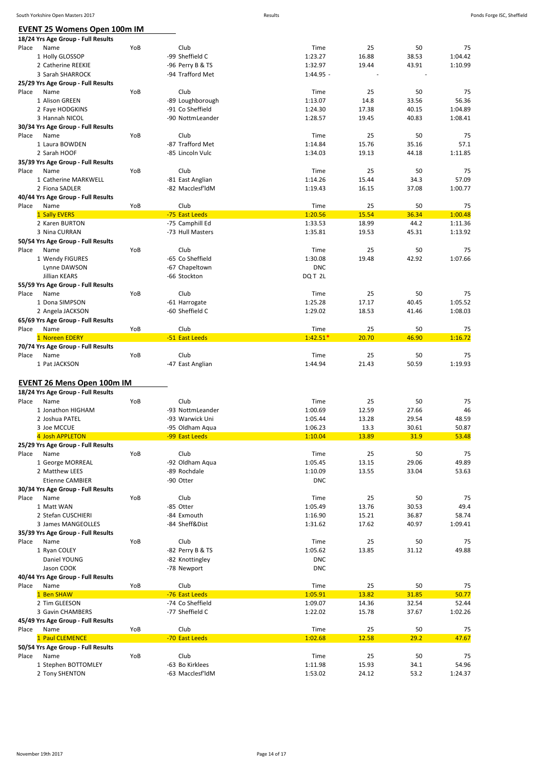## EVENT 25 Womens Open 100m IM

**18/24 Yrs Age Group - Full Results**

| Place | Name | YoB | Club | Time | 25 | 50 | 75 |
|---|---|---|---|---|---|---|---|
| 1 | Holly GLOSSOP | | -99 Sheffield C | 1:23.27 | 16.88 | 38.53 | 1:04.42 |
| 2 | Catherine REEKIE | | -96 Perry B & TS | 1:32.97 | 19.44 | 43.91 | 1:10.99 |
| 3 | Sarah SHARROCK | | -94 Trafford Met | 1:44.95 - | - | - | |

**25/29 Yrs Age Group - Full Results**

| Place | Name | YoB | Club | Time | 25 | 50 | 75 |
|---|---|---|---|---|---|---|---|
| 1 | Alison GREEN | | -89 Loughborough | 1:13.07 | 14.8 | 33.56 | 56.36 |
| 2 | Faye HODGKINS | | -91 Co Sheffield | 1:24.30 | 17.38 | 40.15 | 1:04.89 |
| 3 | Hannah NICOL | | -90 NottmLeander | 1:28.57 | 19.45 | 40.83 | 1:08.41 |

**30/34 Yrs Age Group - Full Results**

| Place | Name | YoB | Club | Time | 25 | 50 | 75 |
|---|---|---|---|---|---|---|---|
| 1 | Laura BOWDEN | | -87 Trafford Met | 1:14.84 | 15.76 | 35.16 | 57.1 |
| 2 | Sarah HOOF | | -85 Lincoln Vulc | 1:34.03 | 19.13 | 44.18 | 1:11.85 |

**35/39 Yrs Age Group - Full Results**

| Place | Name | YoB | Club | Time | 25 | 50 | 75 |
|---|---|---|---|---|---|---|---|
| 1 | Catherine MARKWELL | | -81 East Anglian | 1:14.26 | 15.44 | 34.3 | 57.09 |
| 2 | Fiona SADLER | | -82 Macclesf'ldM | 1:19.43 | 16.15 | 37.08 | 1:00.77 |

**40/44 Yrs Age Group - Full Results**

| Place | Name | YoB | Club | Time | 25 | 50 | 75 |
|---|---|---|---|---|---|---|---|
| 1 | Sally EVERS | | -75 East Leeds | 1:20.56 | 15.54 | 36.34 | 1:00.48 |
| 2 | Karen BURTON | | -75 Camphill Ed | 1:33.53 | 18.99 | 44.2 | 1:11.36 |
| 3 | Nina CURRAN | | -73 Hull Masters | 1:35.81 | 19.53 | 45.31 | 1:13.92 |

**50/54 Yrs Age Group - Full Results**

| Place | Name | YoB | Club | Time | 25 | 50 | 75 |
|---|---|---|---|---|---|---|---|
| 1 | Wendy FIGURES | | -65 Co Sheffield | 1:30.08 | 19.48 | 42.92 | 1:07.66 |
| | Lynne DAWSON | | -67 Chapeltown | DNC | | | |
| | Jillian KEARS | | -66 Stockton | DQ T 2L | | | |

**55/59 Yrs Age Group - Full Results**

| Place | Name | YoB | Club | Time | 25 | 50 | 75 |
|---|---|---|---|---|---|---|---|
| 1 | Dona SIMPSON | | -61 Harrogate | 1:25.28 | 17.17 | 40.45 | 1:05.52 |
| 2 | Angela JACKSON | | -60 Sheffield C | 1:29.02 | 18.53 | 41.46 | 1:08.03 |

**65/69 Yrs Age Group - Full Results**

| Place | Name | YoB | Club | Time | 25 | 50 | 75 |
|---|---|---|---|---|---|---|---|
| 1 | Noreen EDERY | | -51 East Leeds | 1:42.51* | 20.70 | 46.90 | 1:16.72 |

**70/74 Yrs Age Group - Full Results**

| Place | Name | YoB | Club | Time | 25 | 50 | 75 |
|---|---|---|---|---|---|---|---|
| 1 | Pat JACKSON | | -47 East Anglian | 1:44.94 | 21.43 | 50.59 | 1:19.93 |

## EVENT 26 Mens Open 100m IM

**18/24 Yrs Age Group - Full Results**

| Place | Name | YoB | Club | Time | 25 | 50 | 75 |
|---|---|---|---|---|---|---|---|
| 1 | Jonathon HIGHAM | | -93 NottmLeander | 1:00.69 | 12.59 | 27.66 | 46 |
| 2 | Joshua PATEL | | -93 Warwick Uni | 1:05.44 | 13.28 | 29.54 | 48.59 |
| 3 | Joe MCCUE | | -95 Oldham Aqua | 1:06.23 | 13.3 | 30.61 | 50.87 |
| 4 | Josh APPLETON | | -99 East Leeds | 1:10.04 | 13.89 | 31.9 | 53.48 |

**25/29 Yrs Age Group - Full Results**

| Place | Name | YoB | Club | Time | 25 | 50 | 75 |
|---|---|---|---|---|---|---|---|
| 1 | George MORREAL | | -92 Oldham Aqua | 1:05.45 | 13.15 | 29.06 | 49.89 |
| 2 | Matthew LEES | | -89 Rochdale | 1:10.09 | 13.55 | 33.04 | 53.63 |
| | Etienne CAMBIER | | -90 Otter | DNC | | | |

**30/34 Yrs Age Group - Full Results**

| Place | Name | YoB | Club | Time | 25 | 50 | 75 |
|---|---|---|---|---|---|---|---|
| 1 | Matt WAN | | -85 Otter | 1:05.49 | 13.76 | 30.53 | 49.4 |
| 2 | Stefan CUSCHIERI | | -84 Exmouth | 1:16.90 | 15.21 | 36.87 | 58.74 |
| 3 | James MANGEOLLES | | -84 Sheff&Dist | 1:31.62 | 17.62 | 40.97 | 1:09.41 |

**35/39 Yrs Age Group - Full Results**

| Place | Name | YoB | Club | Time | 25 | 50 | 75 |
|---|---|---|---|---|---|---|---|
| 1 | Ryan COLEY | | -82 Perry B & TS | 1:05.62 | 13.85 | 31.12 | 49.88 |
| | Daniel YOUNG | | -82 Knottingley | DNC | | | |
| | Jason COOK | | -78 Newport | DNC | | | |

**40/44 Yrs Age Group - Full Results**

| Place | Name | YoB | Club | Time | 25 | 50 | 75 |
|---|---|---|---|---|---|---|---|
| 1 | Ben SHAW | | -76 East Leeds | 1:05.91 | 13.82 | 31.85 | 50.77 |
| 2 | Tim GLEESON | | -74 Co Sheffield | 1:09.07 | 14.36 | 32.54 | 52.44 |
| 3 | Gavin CHAMBERS | | -77 Sheffield C | 1:22.02 | 15.78 | 37.67 | 1:02.26 |

**45/49 Yrs Age Group - Full Results**

| Place | Name | YoB | Club | Time | 25 | 50 | 75 |
|---|---|---|---|---|---|---|---|
| 1 | Paul CLEMENCE | | -70 East Leeds | 1:02.68 | 12.58 | 29.2 | 47.67 |

**50/54 Yrs Age Group - Full Results**

| Place | Name | YoB | Club | Time | 25 | 50 | 75 |
|---|---|---|---|---|---|---|---|
| 1 | Stephen BOTTOMLEY | | -63 Bo Kirklees | 1:11.98 | 15.93 | 34.1 | 54.96 |
| 2 | Tony SHENTON | | -63 Macclesf'ldM | 1:53.02 | 24.12 | 53.2 | 1:24.37 |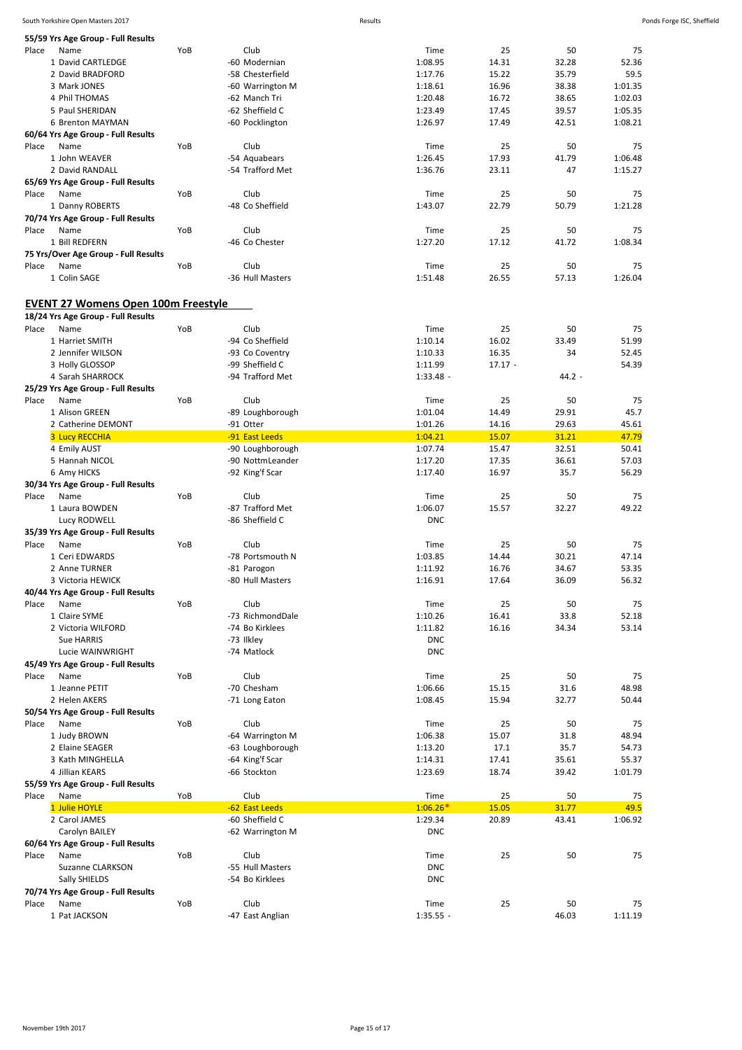**55/59 Yrs Age Group - Full Results**

| Place | Name | YoB | Club | Time | 25 | 50 | 75 |
|---|---|---|---|---|---|---|---|
| 1 | David CARTLEDGE | | -60 Modernian | 1:08.95 | 14.31 | 32.28 | 52.36 |
| 2 | David BRADFORD | | -58 Chesterfield | 1:17.76 | 15.22 | 35.79 | 59.5 |
| 3 | Mark JONES | | -60 Warrington M | 1:18.61 | 16.96 | 38.38 | 1:01.35 |
| 4 | Phil THOMAS | | -62 Manch Tri | 1:20.48 | 16.72 | 38.65 | 1:02.03 |
| 5 | Paul SHERIDAN | | -62 Sheffield C | 1:23.49 | 17.45 | 39.57 | 1:05.35 |
| 6 | Brenton MAYMAN | | -60 Pocklington | 1:26.97 | 17.49 | 42.51 | 1:08.21 |

**60/64 Yrs Age Group - Full Results**

| Place | Name | YoB | Club | Time | 25 | 50 | 75 |
|---|---|---|---|---|---|---|---|
| 1 | John WEAVER | | -54 Aquabears | 1:26.45 | 17.93 | 41.79 | 1:06.48 |
| 2 | David RANDALL | | -54 Trafford Met | 1:36.76 | 23.11 | 47 | 1:15.27 |

**65/69 Yrs Age Group - Full Results**

| Place | Name | YoB | Club | Time | 25 | 50 | 75 |
|---|---|---|---|---|---|---|---|
| 1 | Danny ROBERTS | | -48 Co Sheffield | 1:43.07 | 22.79 | 50.79 | 1:21.28 |

**70/74 Yrs Age Group - Full Results**

| Place | Name | YoB | Club | Time | 25 | 50 | 75 |
|---|---|---|---|---|---|---|---|
| 1 | Bill REDFERN | | -46 Co Chester | 1:27.20 | 17.12 | 41.72 | 1:08.34 |

**75 Yrs/Over Age Group - Full Results**

| Place | Name | YoB | Club | Time | 25 | 50 | 75 |
|---|---|---|---|---|---|---|---|
| 1 | Colin SAGE | | -36 Hull Masters | 1:51.48 | 26.55 | 57.13 | 1:26.04 |

## EVENT 27 Womens Open 100m Freestyle

**18/24 Yrs Age Group - Full Results**

| Place | Name | YoB | Club | Time | 25 | 50 | 75 |
|---|---|---|---|---|---|---|---|
| 1 | Harriet SMITH | | -94 Co Sheffield | 1:10.14 | 16.02 | 33.49 | 51.99 |
| 2 | Jennifer WILSON | | -93 Co Coventry | 1:10.33 | 16.35 | 34 | 52.45 |
| 3 | Holly GLOSSOP | | -99 Sheffield C | 1:11.99 | 17.17 - | | 54.39 |
| 4 | Sarah SHARROCK | | -94 Trafford Met | 1:33.48 - | | 44.2 - | |

**25/29 Yrs Age Group - Full Results**

| Place | Name | YoB | Club | Time | 25 | 50 | 75 |
|---|---|---|---|---|---|---|---|
| 1 | Alison GREEN | | -89 Loughborough | 1:01.04 | 14.49 | 29.91 | 45.7 |
| 2 | Catherine DEMONT | | -91 Otter | 1:01.26 | 14.16 | 29.63 | 45.61 |
| 3 | Lucy RECCHIA | | -91 East Leeds | 1:04.21 | 15.07 | 31.21 | 47.79 |
| 4 | Emily AUST | | -90 Loughborough | 1:07.74 | 15.47 | 32.51 | 50.41 |
| 5 | Hannah NICOL | | -90 NottmLeander | 1:17.20 | 17.35 | 36.61 | 57.03 |
| 6 | Amy HICKS | | -92 King'f Scar | 1:17.40 | 16.97 | 35.7 | 56.29 |

**30/34 Yrs Age Group - Full Results**

| Place | Name | YoB | Club | Time | 25 | 50 | 75 |
|---|---|---|---|---|---|---|---|
| 1 | Laura BOWDEN | | -87 Trafford Met | 1:06.07 | 15.57 | 32.27 | 49.22 |
| | Lucy RODWELL | | -86 Sheffield C | DNC | | | |

**35/39 Yrs Age Group - Full Results**

| Place | Name | YoB | Club | Time | 25 | 50 | 75 |
|---|---|---|---|---|---|---|---|
| 1 | Ceri EDWARDS | | -78 Portsmouth N | 1:03.85 | 14.44 | 30.21 | 47.14 |
| 2 | Anne TURNER | | -81 Parogon | 1:11.92 | 16.76 | 34.67 | 53.35 |
| 3 | Victoria HEWICK | | -80 Hull Masters | 1:16.91 | 17.64 | 36.09 | 56.32 |

**40/44 Yrs Age Group - Full Results**

| Place | Name | YoB | Club | Time | 25 | 50 | 75 |
|---|---|---|---|---|---|---|---|
| 1 | Claire SYME | | -73 RichmondDale | 1:10.26 | 16.41 | 33.8 | 52.18 |
| 2 | Victoria WILFORD | | -74 Bo Kirklees | 1:11.82 | 16.16 | 34.34 | 53.14 |
| | Sue HARRIS | | -73 Ilkley | DNC | | | |
| | Lucie WAINWRIGHT | | -74 Matlock | DNC | | | |

**45/49 Yrs Age Group - Full Results**

| Place | Name | YoB | Club | Time | 25 | 50 | 75 |
|---|---|---|---|---|---|---|---|
| 1 | Jeanne PETIT | | -70 Chesham | 1:06.66 | 15.15 | 31.6 | 48.98 |
| 2 | Helen AKERS | | -71 Long Eaton | 1:08.45 | 15.94 | 32.77 | 50.44 |

**50/54 Yrs Age Group - Full Results**

| Place | Name | YoB | Club | Time | 25 | 50 | 75 |
|---|---|---|---|---|---|---|---|
| 1 | Judy BROWN | | -64 Warrington M | 1:06.38 | 15.07 | 31.8 | 48.94 |
| 2 | Elaine SEAGER | | -63 Loughborough | 1:13.20 | 17.1 | 35.7 | 54.73 |
| 3 | Kath MINGHELLA | | -64 King'f Scar | 1:14.31 | 17.41 | 35.61 | 55.37 |
| 4 | Jillian KEARS | | -66 Stockton | 1:23.69 | 18.74 | 39.42 | 1:01.79 |

**55/59 Yrs Age Group - Full Results**

| Place | Name | YoB | Club | Time | 25 | 50 | 75 |
|---|---|---|---|---|---|---|---|
| 1 | Julie HOYLE | | -62 East Leeds | 1:06.26* | 15.05 | 31.77 | 49.5 |
| 2 | Carol JAMES | | -60 Sheffield C | 1:29.34 | 20.89 | 43.41 | 1:06.92 |
| | Carolyn BAILEY | | -62 Warrington M | DNC | | | |

**60/64 Yrs Age Group - Full Results**

| Place | Name | YoB | Club | Time | 25 | 50 | 75 |
|---|---|---|---|---|---|---|---|
| | Suzanne CLARKSON | | -55 Hull Masters | DNC | | | |
| | Sally SHIELDS | | -54 Bo Kirklees | DNC | | | |

**70/74 Yrs Age Group - Full Results**

| Place | Name | YoB | Club | Time | 25 | 50 | 75 |
|---|---|---|---|---|---|---|---|
| 1 | Pat JACKSON | | -47 East Anglian | 1:35.55 - | | 46.03 | 1:11.19 |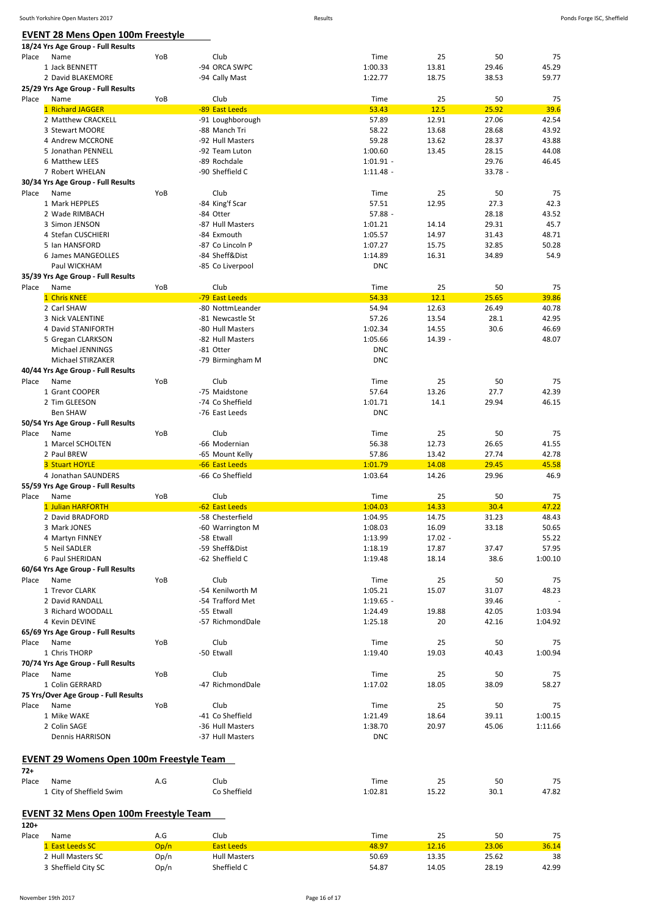## EVENT 28 Mens Open 100m Freestyle

**18/24 Yrs Age Group - Full Results**

| Place | Name | YoB | Club | Time | 25 | 50 | 75 |
|---|---|---|---|---|---|---|---|
| 1 | Jack BENNETT | | -94 ORCA SWPC | 1:00.33 | 13.81 | 29.46 | 45.29 |
| 2 | David BLAKEMORE | | -94 Cally Mast | 1:22.77 | 18.75 | 38.53 | 59.77 |

**25/29 Yrs Age Group - Full Results**

| Place | Name | YoB | Club | Time | 25 | 50 | 75 |
|---|---|---|---|---|---|---|---|
| 1 | Richard JAGGER | | -89 East Leeds | 53.43 | 12.5 | 25.92 | 39.6 |
| 2 | Matthew CRACKELL | | -91 Loughborough | 57.89 | 12.91 | 27.06 | 42.54 |
| 3 | Stewart MOORE | | -88 Manch Tri | 58.22 | 13.68 | 28.68 | 43.92 |
| 4 | Andrew MCCRONE | | -92 Hull Masters | 59.28 | 13.62 | 28.37 | 43.88 |
| 5 | Jonathan PENNELL | | -92 Team Luton | 1:00.60 | 13.45 | 28.15 | 44.08 |
| 6 | Matthew LEES | | -89 Rochdale | 1:01.91 - | | 29.76 | 46.45 |
| 7 | Robert WHELAN | | -90 Sheffield C | 1:11.48 - | | 33.78 - | |

**30/34 Yrs Age Group - Full Results**

| Place | Name | YoB | Club | Time | 25 | 50 | 75 |
|---|---|---|---|---|---|---|---|
| 1 | Mark HEPPLES | | -84 King'f Scar | 57.51 | 12.95 | 27.3 | 42.3 |
| 2 | Wade RIMBACH | | -84 Otter | 57.88 - | | 28.18 | 43.52 |
| 3 | Simon JENSON | | -87 Hull Masters | 1:01.21 | 14.14 | 29.31 | 45.7 |
| 4 | Stefan CUSCHIERI | | -84 Exmouth | 1:05.57 | 14.97 | 31.43 | 48.71 |
| 5 | Ian HANSFORD | | -87 Co Lincoln P | 1:07.27 | 15.75 | 32.85 | 50.28 |
| 6 | James MANGEOLLES | | -84 Sheff&Dist | 1:14.89 | 16.31 | 34.89 | 54.9 |
| | Paul WICKHAM | | -85 Co Liverpool | DNC | | | |

**35/39 Yrs Age Group - Full Results**

| Place | Name | YoB | Club | Time | 25 | 50 | 75 |
|---|---|---|---|---|---|---|---|
| 1 | Chris KNEE | | -79 East Leeds | 54.33 | 12.1 | 25.65 | 39.86 |
| 2 | Carl SHAW | | -80 NottmLeander | 54.94 | 12.63 | 26.49 | 40.78 |
| 3 | Nick VALENTINE | | -81 Newcastle St | 57.26 | 13.54 | 28.1 | 42.95 |
| 4 | David STANIFORTH | | -80 Hull Masters | 1:02.34 | 14.55 | 30.6 | 46.69 |
| 5 | Gregan CLARKSON | | -82 Hull Masters | 1:05.66 | 14.39 - | | 48.07 |
| | Michael JENNINGS | | -81 Otter | DNC | | | |
| | Michael STIRZAKER | | -79 Birmingham M | DNC | | | |

**40/44 Yrs Age Group - Full Results**

| Place | Name | YoB | Club | Time | 25 | 50 | 75 |
|---|---|---|---|---|---|---|---|
| 1 | Grant COOPER | | -75 Maidstone | 57.64 | 13.26 | 27.7 | 42.39 |
| 2 | Tim GLEESON | | -74 Co Sheffield | 1:01.71 | 14.1 | 29.94 | 46.15 |
| | Ben SHAW | | -76 East Leeds | DNC | | | |

**50/54 Yrs Age Group - Full Results**

| Place | Name | YoB | Club | Time | 25 | 50 | 75 |
|---|---|---|---|---|---|---|---|
| 1 | Marcel SCHOLTEN | | -66 Modernian | 56.38 | 12.73 | 26.65 | 41.55 |
| 2 | Paul BREW | | -65 Mount Kelly | 57.86 | 13.42 | 27.74 | 42.78 |
| 3 | Stuart HOYLE | | -66 East Leeds | 1:01.79 | 14.08 | 29.45 | 45.58 |
| 4 | Jonathan SAUNDERS | | -66 Co Sheffield | 1:03.64 | 14.26 | 29.96 | 46.9 |

**55/59 Yrs Age Group - Full Results**

| Place | Name | YoB | Club | Time | 25 | 50 | 75 |
|---|---|---|---|---|---|---|---|
| 1 | Julian HARFORTH | | -62 East Leeds | 1:04.03 | 14.33 | 30.4 | 47.22 |
| 2 | David BRADFORD | | -58 Chesterfield | 1:04.95 | 14.75 | 31.23 | 48.43 |
| 3 | Mark JONES | | -60 Warrington M | 1:08.03 | 16.09 | 33.18 | 50.65 |
| 4 | Martyn FINNEY | | -58 Etwall | 1:13.99 | 17.02 - | | 55.22 |
| 5 | Neil SADLER | | -59 Sheff&Dist | 1:18.19 | 17.87 | 37.47 | 57.95 |
| 6 | Paul SHERIDAN | | -62 Sheffield C | 1:19.48 | 18.14 | 38.6 | 1:00.10 |

**60/64 Yrs Age Group - Full Results**

| Place | Name | YoB | Club | Time | 25 | 50 | 75 |
|---|---|---|---|---|---|---|---|
| 1 | Trevor CLARK | | -54 Kenilworth M | 1:05.21 | 15.07 | 31.07 | 48.23 |
| 2 | David RANDALL | | -54 Trafford Met | 1:19.65 - | | 39.46 | - |
| 3 | Richard WOODALL | | -55 Etwall | 1:24.49 | 19.88 | 42.05 | 1:03.94 |
| 4 | Kevin DEVINE | | -57 RichmondDale | 1:25.18 | 20 | 42.16 | 1:04.92 |

**65/69 Yrs Age Group - Full Results**

| Place | Name | YoB | Club | Time | 25 | 50 | 75 |
|---|---|---|---|---|---|---|---|
| 1 | Chris THORP | | -50 Etwall | 1:19.40 | 19.03 | 40.43 | 1:00.94 |

**70/74 Yrs Age Group - Full Results**

| Place | Name | YoB | Club | Time | 25 | 50 | 75 |
|---|---|---|---|---|---|---|---|
| 1 | Colin GERRARD | | -47 RichmondDale | 1:17.02 | 18.05 | 38.09 | 58.27 |

**75 Yrs/Over Age Group - Full Results**

| Place | Name | YoB | Club | Time | 25 | 50 | 75 |
|---|---|---|---|---|---|---|---|
| 1 | Mike WAKE | | -41 Co Sheffield | 1:21.49 | 18.64 | 39.11 | 1:00.15 |
| 2 | Colin SAGE | | -36 Hull Masters | 1:38.70 | 20.97 | 45.06 | 1:11.66 |
| | Dennis HARRISON | | -37 Hull Masters | DNC | | | |

## EVENT 29 Womens Open 100m Freestyle Team

**72+**

| Place | Name | A.G | Club | Time | 25 | 50 | 75 |
|---|---|---|---|---|---|---|---|
| 1 | City of Sheffield Swim | | Co Sheffield | 1:02.81 | 15.22 | 30.1 | 47.82 |

## EVENT 32 Mens Open 100m Freestyle Team

**120+**

| Place | Name | A.G | Club | Time | 25 | 50 | 75 |
|---|---|---|---|---|---|---|---|
| 1 | East Leeds SC | Op/n | East Leeds | 48.97 | 12.16 | 23.06 | 36.14 |
| 2 | Hull Masters SC | Op/n | Hull Masters | 50.69 | 13.35 | 25.62 | 38 |
| 3 | Sheffield City SC | Op/n | Sheffield C | 54.87 | 14.05 | 28.19 | 42.99 |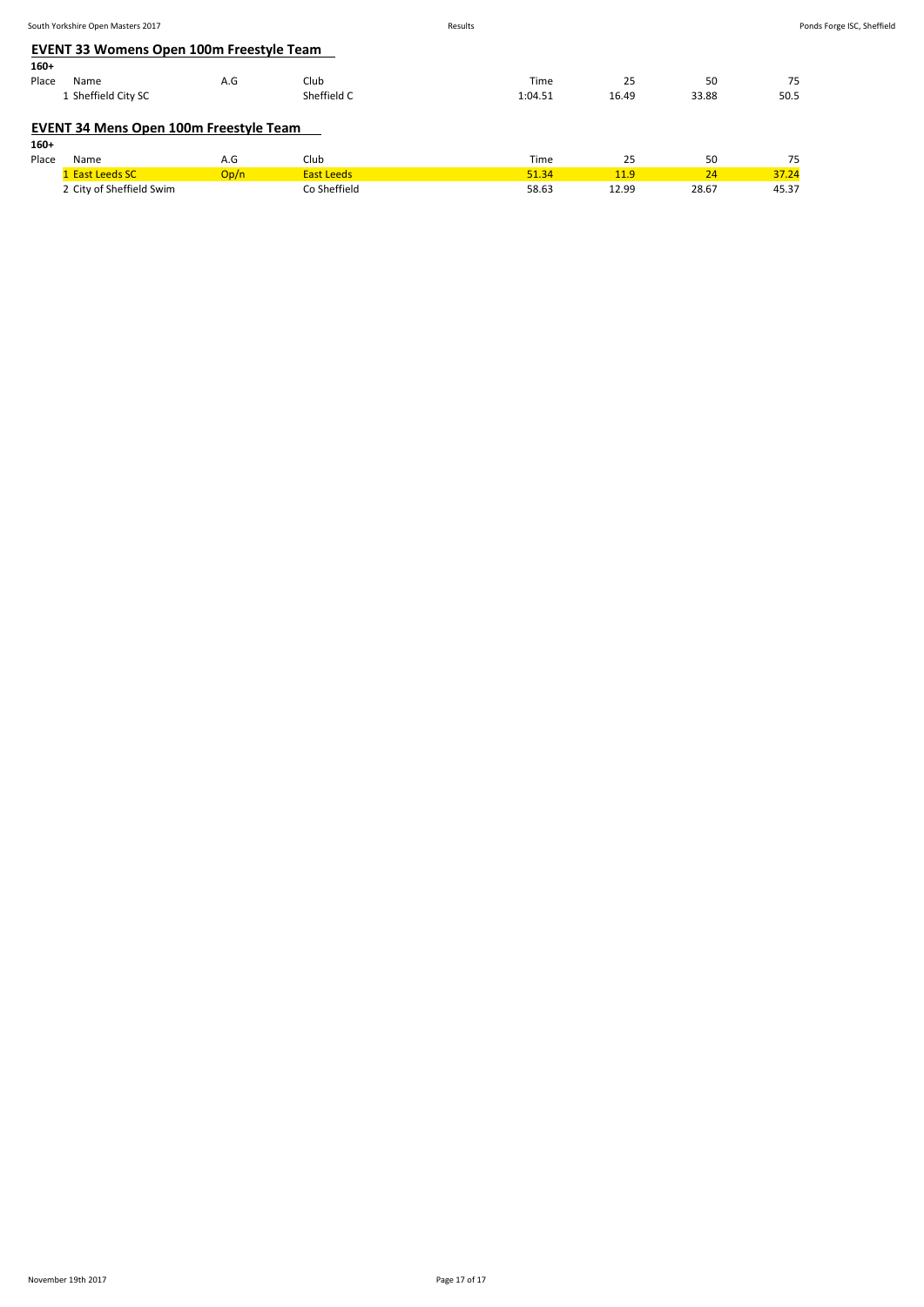## EVENT 33 Womens Open 100m Freestyle Team

**160+**

| Place | Name | A.G | Club | Time | 25 | 50 | 75 |
|---|---|---|---|---|---|---|---|
| 1 | Sheffield City SC | | Sheffield C | 1:04.51 | 16.49 | 33.88 | 50.5 |

## EVENT 34 Mens Open 100m Freestyle Team

**160+**

| Place | Name | A.G | Club | Time | 25 | 50 | 75 |
|---|---|---|---|---|---|---|---|
| 1 | East Leeds SC | Op/n | East Leeds | 51.34 | 11.9 | 24 | 37.24 |
| 2 | City of Sheffield Swim | | Co Sheffield | 58.63 | 12.99 | 28.67 | 45.37 |